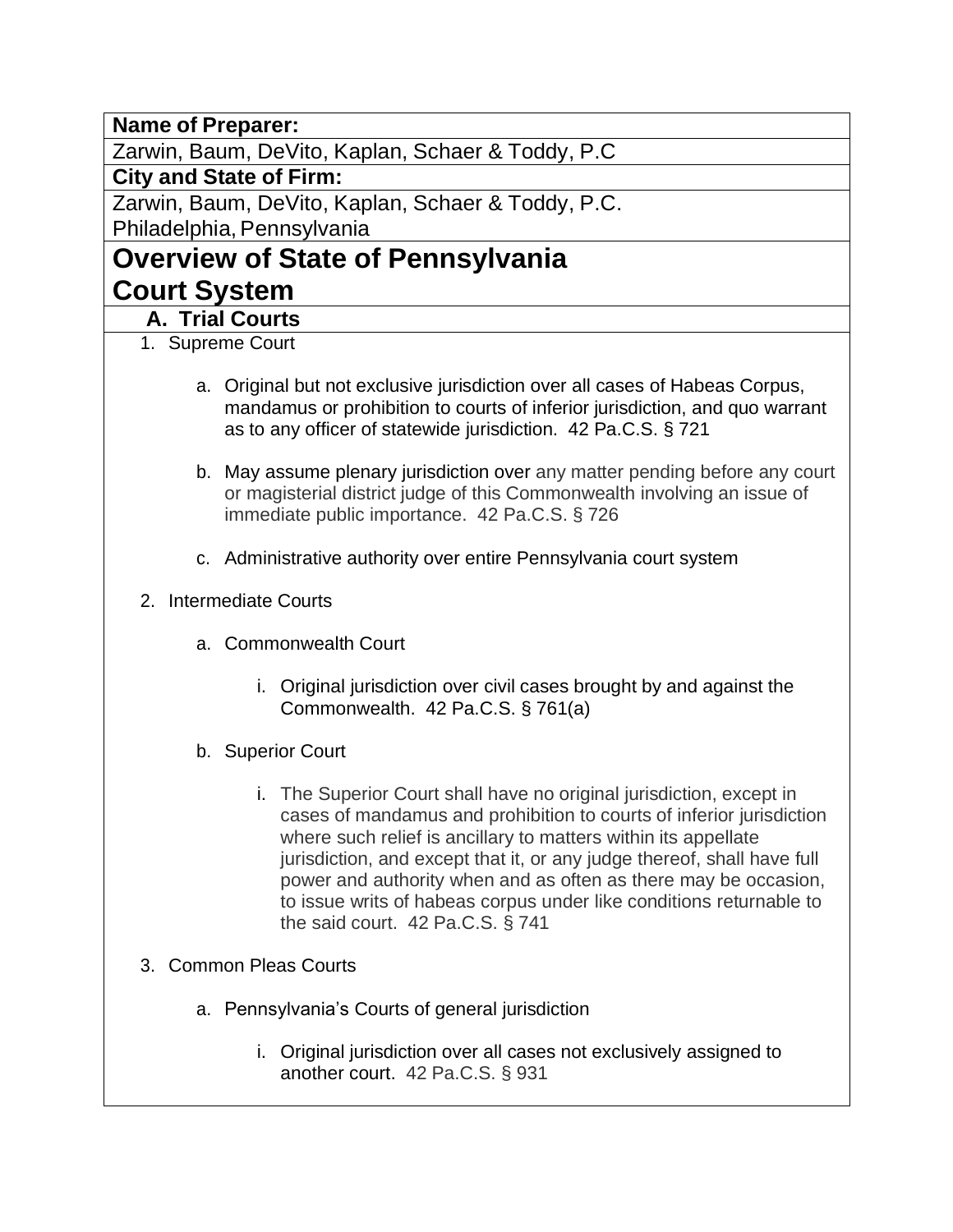**Name of Preparer:**

Zarwin, Baum, DeVito, Kaplan, Schaer & Toddy, P.C

**City and State of Firm:**

Zarwin, Baum, DeVito, Kaplan, Schaer & Toddy, P.C.
Philadelphia, Pennsylvania

# Overview of State of Pennsylvania Court System

## A. Trial Courts

1. Supreme Court

   a. Original but not exclusive jurisdiction over all cases of Habeas Corpus, mandamus or prohibition to courts of inferior jurisdiction, and quo warrant as to any officer of statewide jurisdiction. 42 Pa.C.S. § 721

   b. May assume plenary jurisdiction over any matter pending before any court or magisterial district judge of this Commonwealth involving an issue of immediate public importance. 42 Pa.C.S. § 726

   c. Administrative authority over entire Pennsylvania court system

2. Intermediate Courts

   a. Commonwealth Court

      i. Original jurisdiction over civil cases brought by and against the Commonwealth. 42 Pa.C.S. § 761(a)

   b. Superior Court

      i. The Superior Court shall have no original jurisdiction, except in cases of mandamus and prohibition to courts of inferior jurisdiction where such relief is ancillary to matters within its appellate jurisdiction, and except that it, or any judge thereof, shall have full power and authority when and as often as there may be occasion, to issue writs of habeas corpus under like conditions returnable to the said court. 42 Pa.C.S. § 741

3. Common Pleas Courts

   a. Pennsylvania's Courts of general jurisdiction

      i. Original jurisdiction over all cases not exclusively assigned to another court. 42 Pa.C.S. § 931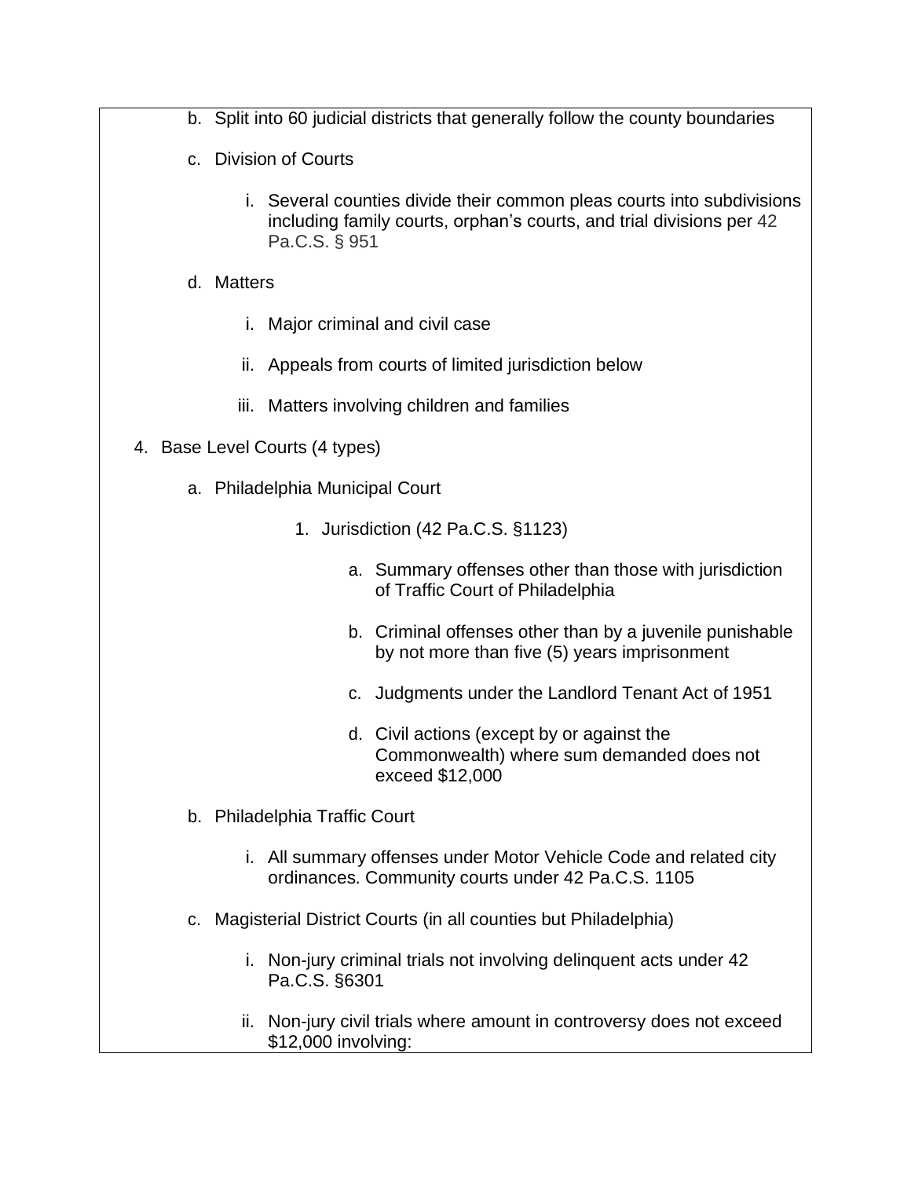- b. Split into 60 judicial districts that generally follow the county boundaries
- c. Division of Courts
  - i. Several counties divide their common pleas courts into subdivisions including family courts, orphan's courts, and trial divisions per 42 Pa.C.S. § 951
- d. Matters
  - i. Major criminal and civil case
  - ii. Appeals from courts of limited jurisdiction below
  - iii. Matters involving children and families

4. Base Level Courts (4 types)
   - a. Philadelphia Municipal Court
     1. Jurisdiction (42 Pa.C.S. §1123)
        - a. Summary offenses other than those with jurisdiction of Traffic Court of Philadelphia
        - b. Criminal offenses other than by a juvenile punishable by not more than five (5) years imprisonment
        - c. Judgments under the Landlord Tenant Act of 1951
        - d. Civil actions (except by or against the Commonwealth) where sum demanded does not exceed $12,000
   - b. Philadelphia Traffic Court
     - i. All summary offenses under Motor Vehicle Code and related city ordinances. Community courts under 42 Pa.C.S. 1105
   - c. Magisterial District Courts (in all counties but Philadelphia)
     - i. Non-jury criminal trials not involving delinquent acts under 42 Pa.C.S. §6301
     - ii. Non-jury civil trials where amount in controversy does not exceed $12,000 involving: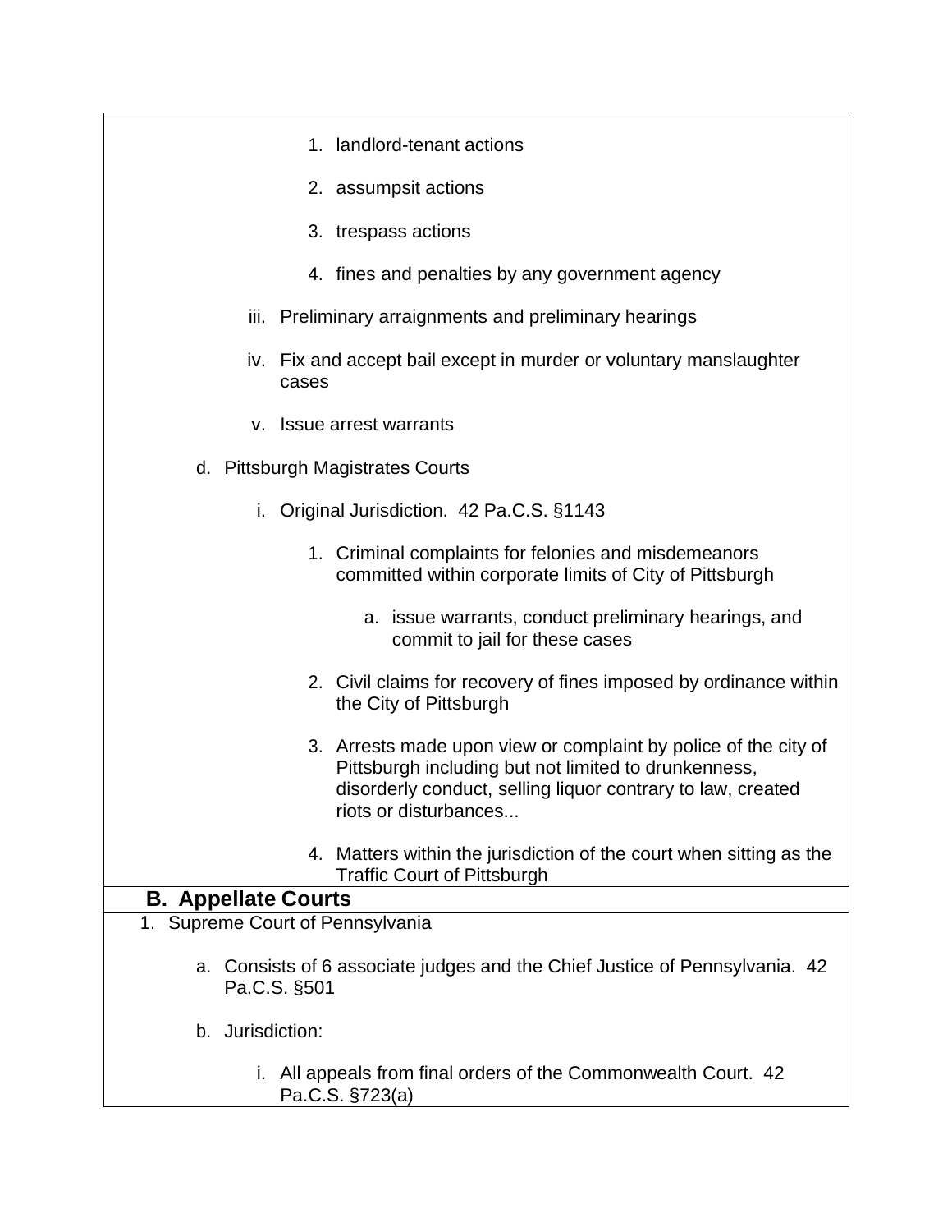1. landlord-tenant actions
2. assumpsit actions
3. trespass actions
4. fines and penalties by any government agency

iii. Preliminary arraignments and preliminary hearings

iv. Fix and accept bail except in murder or voluntary manslaughter cases

v. Issue arrest warrants

d. Pittsburgh Magistrates Courts

i. Original Jurisdiction. 42 Pa.C.S. §1143

1. Criminal complaints for felonies and misdemeanors committed within corporate limits of City of Pittsburgh

   a. issue warrants, conduct preliminary hearings, and commit to jail for these cases

2. Civil claims for recovery of fines imposed by ordinance within the City of Pittsburgh

3. Arrests made upon view or complaint by police of the city of Pittsburgh including but not limited to drunkenness, disorderly conduct, selling liquor contrary to law, created riots or disturbances...

4. Matters within the jurisdiction of the court when sitting as the Traffic Court of Pittsburgh

## B. Appellate Courts

1. Supreme Court of Pennsylvania

a. Consists of 6 associate judges and the Chief Justice of Pennsylvania. 42 Pa.C.S. §501

b. Jurisdiction:

i. All appeals from final orders of the Commonwealth Court. 42 Pa.C.S. §723(a)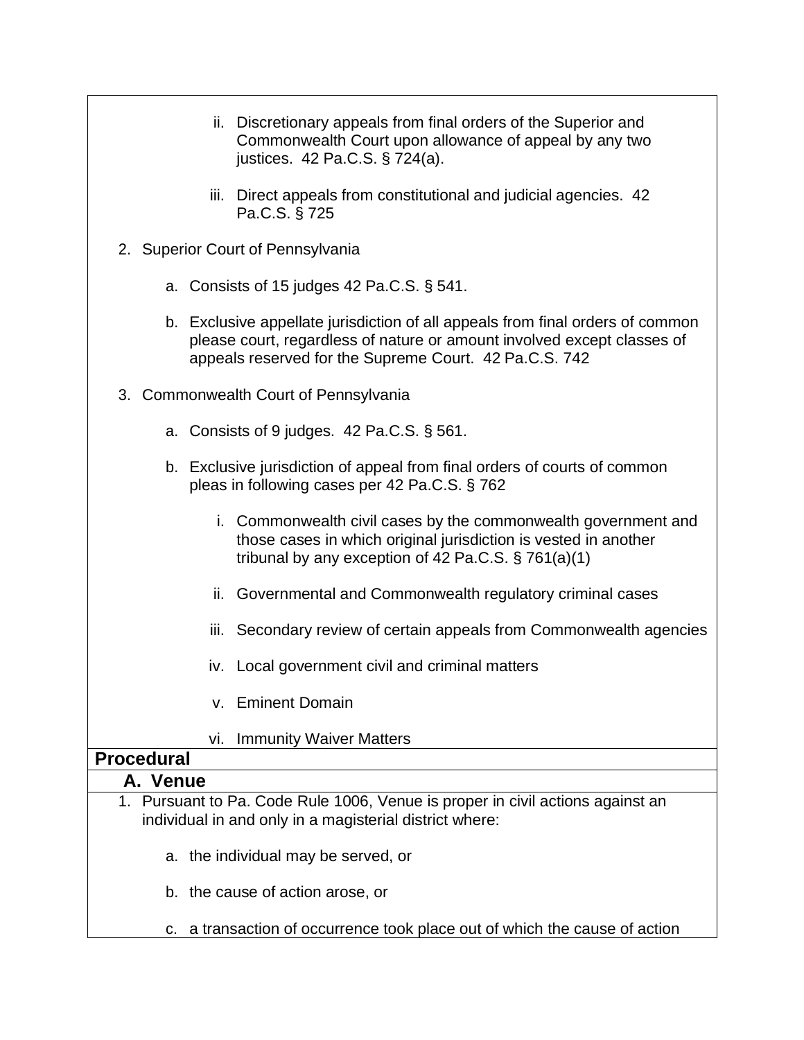ii. Discretionary appeals from final orders of the Superior and Commonwealth Court upon allowance of appeal by any two justices. 42 Pa.C.S. § 724(a).

   iii. Direct appeals from constitutional and judicial agencies. 42 Pa.C.S. § 725

2. Superior Court of Pennsylvania

   a. Consists of 15 judges 42 Pa.C.S. § 541.

   b. Exclusive appellate jurisdiction of all appeals from final orders of common please court, regardless of nature or amount involved except classes of appeals reserved for the Supreme Court. 42 Pa.C.S. 742

3. Commonwealth Court of Pennsylvania

   a. Consists of 9 judges. 42 Pa.C.S. § 561.

   b. Exclusive jurisdiction of appeal from final orders of courts of common pleas in following cases per 42 Pa.C.S. § 762

      i. Commonwealth civil cases by the commonwealth government and those cases in which original jurisdiction is vested in another tribunal by any exception of 42 Pa.C.S. § 761(a)(1)

      ii. Governmental and Commonwealth regulatory criminal cases

      iii. Secondary review of certain appeals from Commonwealth agencies

      iv. Local government civil and criminal matters

      v. Eminent Domain

      vi. Immunity Waiver Matters

## Procedural

### A. Venue

1. Pursuant to Pa. Code Rule 1006, Venue is proper in civil actions against an individual in and only in a magisterial district where:

   a. the individual may be served, or

   b. the cause of action arose, or

   c. a transaction of occurrence took place out of which the cause of action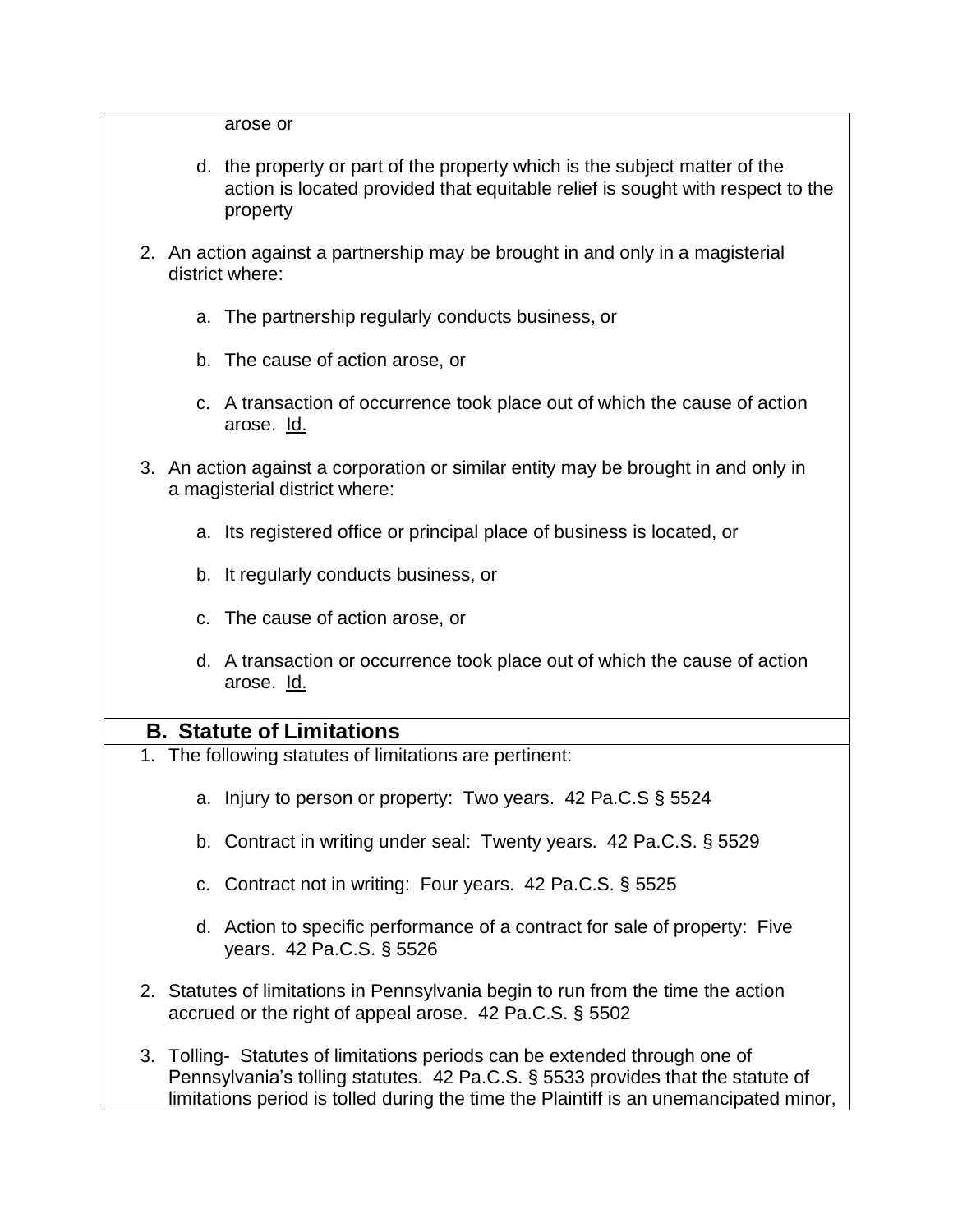arose or

d. the property or part of the property which is the subject matter of the action is located provided that equitable relief is sought with respect to the property

2. An action against a partnership may be brought in and only in a magisterial district where:

   a. The partnership regularly conducts business, or

   b. The cause of action arose, or

   c. A transaction of occurrence took place out of which the cause of action arose. Id.

3. An action against a corporation or similar entity may be brought in and only in a magisterial district where:

   a. Its registered office or principal place of business is located, or

   b. It regularly conducts business, or

   c. The cause of action arose, or

   d. A transaction or occurrence took place out of which the cause of action arose. Id.

## B. Statute of Limitations

1. The following statutes of limitations are pertinent:

   a. Injury to person or property: Two years. 42 Pa.C.S § 5524

   b. Contract in writing under seal: Twenty years. 42 Pa.C.S. § 5529

   c. Contract not in writing: Four years. 42 Pa.C.S. § 5525

   d. Action to specific performance of a contract for sale of property: Five years. 42 Pa.C.S. § 5526

2. Statutes of limitations in Pennsylvania begin to run from the time the action accrued or the right of appeal arose. 42 Pa.C.S. § 5502

3. Tolling- Statutes of limitations periods can be extended through one of Pennsylvania's tolling statutes. 42 Pa.C.S. § 5533 provides that the statute of limitations period is tolled during the time the Plaintiff is an unemancipated minor,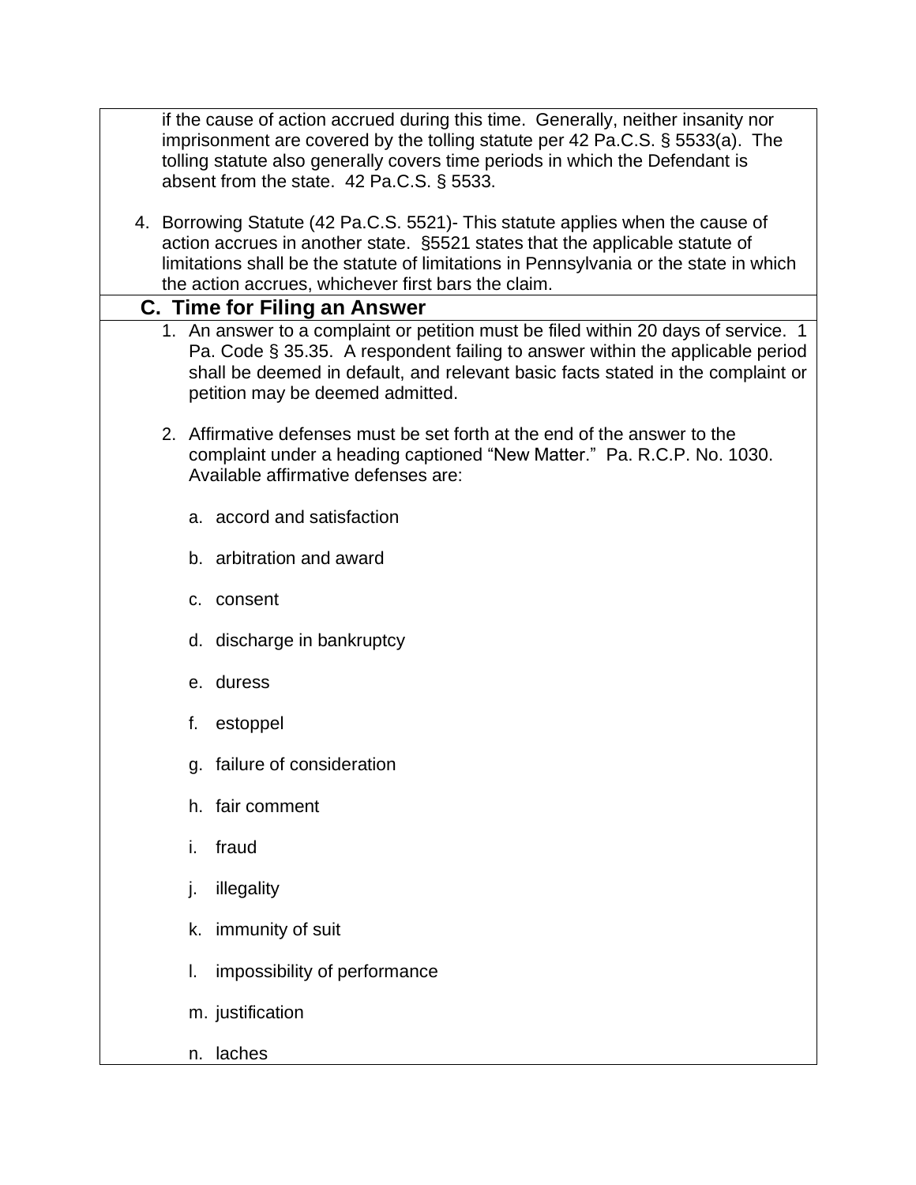if the cause of action accrued during this time. Generally, neither insanity nor imprisonment are covered by the tolling statute per 42 Pa.C.S. § 5533(a). The tolling statute also generally covers time periods in which the Defendant is absent from the state. 42 Pa.C.S. § 5533.

4. Borrowing Statute (42 Pa.C.S. 5521)- This statute applies when the cause of action accrues in another state. §5521 states that the applicable statute of limitations shall be the statute of limitations in Pennsylvania or the state in which the action accrues, whichever first bars the claim.

## C. Time for Filing an Answer

1. An answer to a complaint or petition must be filed within 20 days of service. 1 Pa. Code § 35.35. A respondent failing to answer within the applicable period shall be deemed in default, and relevant basic facts stated in the complaint or petition may be deemed admitted.

2. Affirmative defenses must be set forth at the end of the answer to the complaint under a heading captioned "New Matter." Pa. R.C.P. No. 1030. Available affirmative defenses are:

   a. accord and satisfaction

   b. arbitration and award

   c. consent

   d. discharge in bankruptcy

   e. duress

   f. estoppel

   g. failure of consideration

   h. fair comment

   i. fraud

   j. illegality

   k. immunity of suit

   l. impossibility of performance

   m. justification

   n. laches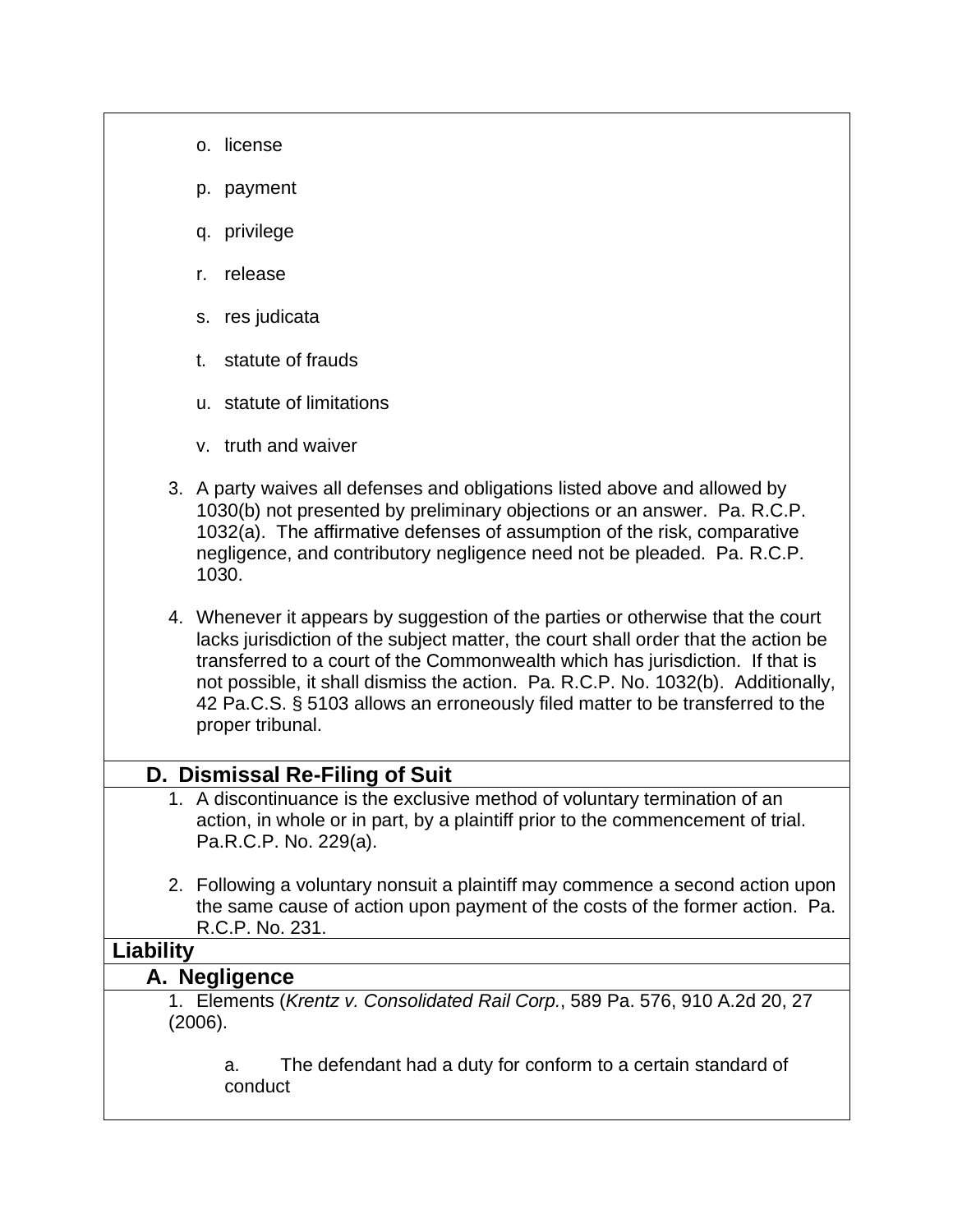o. license

p. payment

q. privilege

r. release

s. res judicata

t. statute of frauds

u. statute of limitations

v. truth and waiver

3. A party waives all defenses and obligations listed above and allowed by 1030(b) not presented by preliminary objections or an answer. Pa. R.C.P. 1032(a). The affirmative defenses of assumption of the risk, comparative negligence, and contributory negligence need not be pleaded. Pa. R.C.P. 1030.

4. Whenever it appears by suggestion of the parties or otherwise that the court lacks jurisdiction of the subject matter, the court shall order that the action be transferred to a court of the Commonwealth which has jurisdiction. If that is not possible, it shall dismiss the action. Pa. R.C.P. No. 1032(b). Additionally, 42 Pa.C.S. § 5103 allows an erroneously filed matter to be transferred to the proper tribunal.

### D. Dismissal Re-Filing of Suit

1. A discontinuance is the exclusive method of voluntary termination of an action, in whole or in part, by a plaintiff prior to the commencement of trial. Pa.R.C.P. No. 229(a).

2. Following a voluntary nonsuit a plaintiff may commence a second action upon the same cause of action upon payment of the costs of the former action. Pa. R.C.P. No. 231.

## Liability

### A. Negligence

1. Elements (*Krentz v. Consolidated Rail Corp.*, 589 Pa. 576, 910 A.2d 20, 27 (2006).

   a. The defendant had a duty for conform to a certain standard of conduct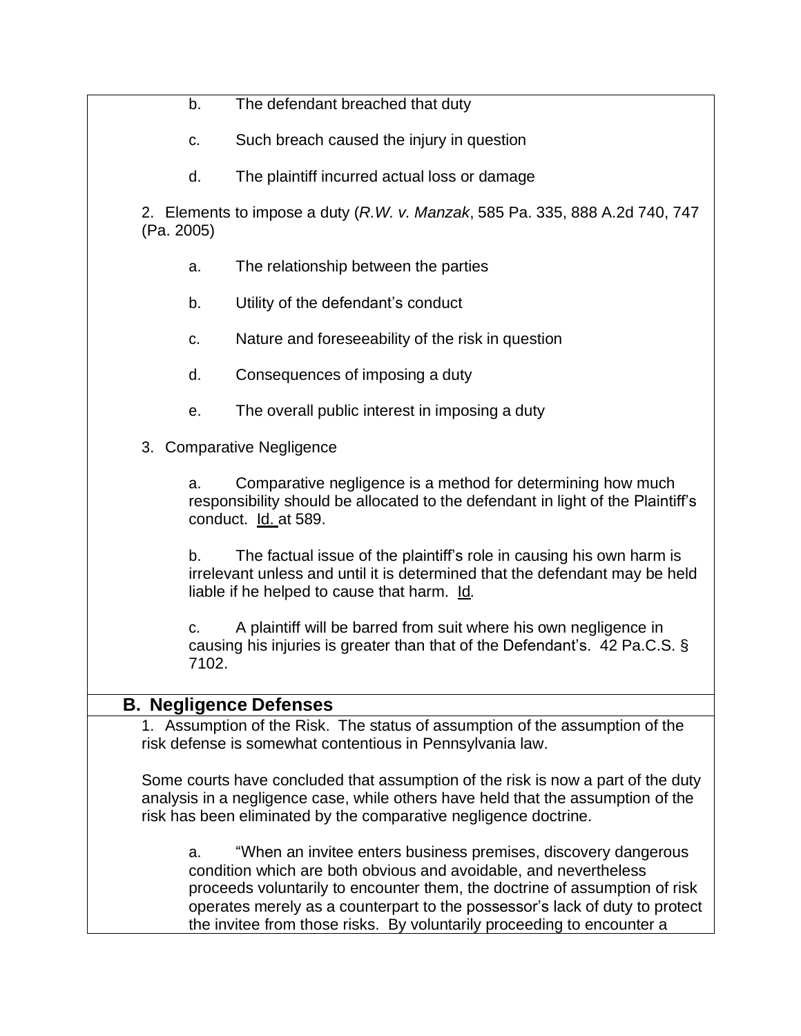b. The defendant breached that duty

c. Such breach caused the injury in question

d. The plaintiff incurred actual loss or damage

2. Elements to impose a duty (*R.W. v. Manzak*, 585 Pa. 335, 888 A.2d 740, 747 (Pa. 2005)

a. The relationship between the parties

b. Utility of the defendant's conduct

c. Nature and foreseeability of the risk in question

d. Consequences of imposing a duty

e. The overall public interest in imposing a duty

3. Comparative Negligence

a. Comparative negligence is a method for determining how much responsibility should be allocated to the defendant in light of the Plaintiff's conduct. Id. at 589.

b. The factual issue of the plaintiff's role in causing his own harm is irrelevant unless and until it is determined that the defendant may be held liable if he helped to cause that harm. *Id.*

c. A plaintiff will be barred from suit where his own negligence in causing his injuries is greater than that of the Defendant's. 42 Pa.C.S. § 7102.

## B. Negligence Defenses

1. Assumption of the Risk. The status of assumption of the assumption of the risk defense is somewhat contentious in Pennsylvania law.

Some courts have concluded that assumption of the risk is now a part of the duty analysis in a negligence case, while others have held that the assumption of the risk has been eliminated by the comparative negligence doctrine.

a. "When an invitee enters business premises, discovery dangerous condition which are both obvious and avoidable, and nevertheless proceeds voluntarily to encounter them, the doctrine of assumption of risk operates merely as a counterpart to the possessor's lack of duty to protect the invitee from those risks. By voluntarily proceeding to encounter a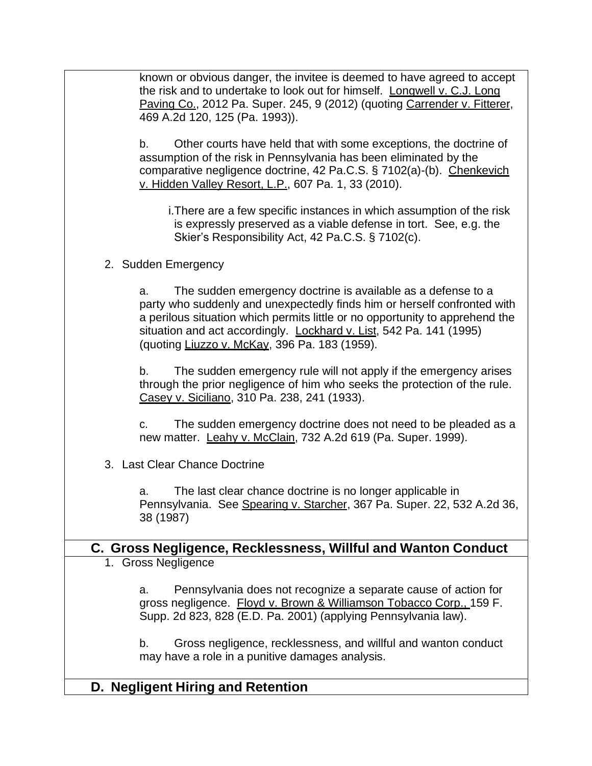known or obvious danger, the invitee is deemed to have agreed to accept the risk and to undertake to look out for himself. Longwell v. C.J. Long Paving Co., 2012 Pa. Super. 245, 9 (2012) (quoting Carrender v. Fitterer, 469 A.2d 120, 125 (Pa. 1993)).

b. Other courts have held that with some exceptions, the doctrine of assumption of the risk in Pennsylvania has been eliminated by the comparative negligence doctrine, 42 Pa.C.S. § 7102(a)-(b). Chenkevich v. Hidden Valley Resort, L.P., 607 Pa. 1, 33 (2010).

i. There are a few specific instances in which assumption of the risk is expressly preserved as a viable defense in tort. See, e.g. the Skier's Responsibility Act, 42 Pa.C.S. § 7102(c).

2. Sudden Emergency

a. The sudden emergency doctrine is available as a defense to a party who suddenly and unexpectedly finds him or herself confronted with a perilous situation which permits little or no opportunity to apprehend the situation and act accordingly. Lockhard v. List, 542 Pa. 141 (1995) (quoting Liuzzo v. McKay, 396 Pa. 183 (1959).

b. The sudden emergency rule will not apply if the emergency arises through the prior negligence of him who seeks the protection of the rule. Casey v. Siciliano, 310 Pa. 238, 241 (1933).

c. The sudden emergency doctrine does not need to be pleaded as a new matter. Leahy v. McClain, 732 A.2d 619 (Pa. Super. 1999).

3. Last Clear Chance Doctrine

a. The last clear chance doctrine is no longer applicable in Pennsylvania. See Spearing v. Starcher, 367 Pa. Super. 22, 532 A.2d 36, 38 (1987)

## C. Gross Negligence, Recklessness, Willful and Wanton Conduct

1. Gross Negligence

a. Pennsylvania does not recognize a separate cause of action for gross negligence. Floyd v. Brown & Williamson Tobacco Corp., 159 F. Supp. 2d 823, 828 (E.D. Pa. 2001) (applying Pennsylvania law).

b. Gross negligence, recklessness, and willful and wanton conduct may have a role in a punitive damages analysis.

## D. Negligent Hiring and Retention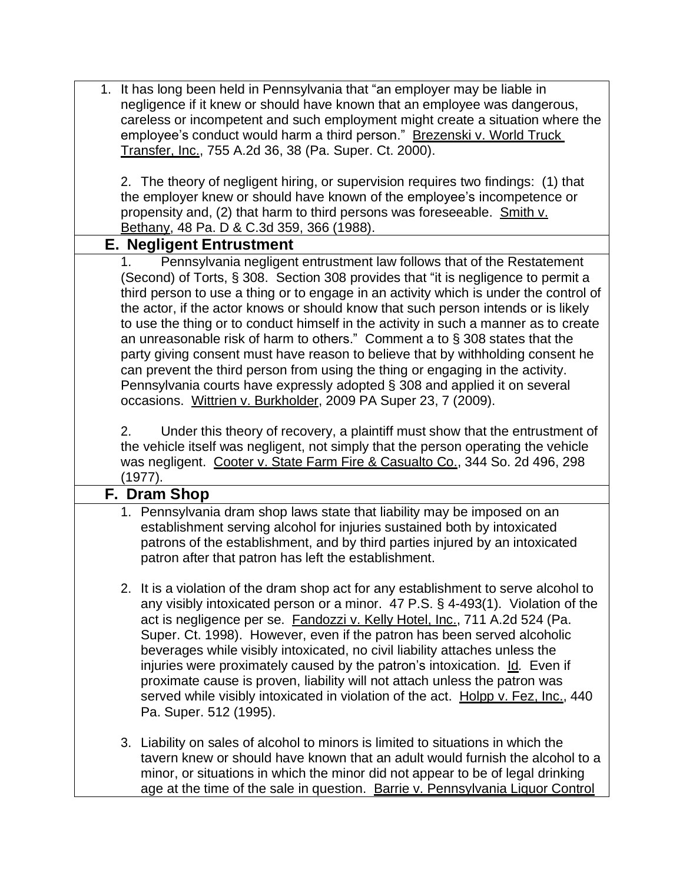1. It has long been held in Pennsylvania that "an employer may be liable in negligence if it knew or should have known that an employee was dangerous, careless or incompetent and such employment might create a situation where the employee's conduct would harm a third person." Brezenski v. World Truck Transfer, Inc., 755 A.2d 36, 38 (Pa. Super. Ct. 2000).

2. The theory of negligent hiring, or supervision requires two findings: (1) that the employer knew or should have known of the employee's incompetence or propensity and, (2) that harm to third persons was foreseeable. Smith v. Bethany, 48 Pa. D & C.3d 359, 366 (1988).

## E. Negligent Entrustment

1. Pennsylvania negligent entrustment law follows that of the Restatement (Second) of Torts, § 308. Section 308 provides that "it is negligence to permit a third person to use a thing or to engage in an activity which is under the control of the actor, if the actor knows or should know that such person intends or is likely to use the thing or to conduct himself in the activity in such a manner as to create an unreasonable risk of harm to others." Comment a to § 308 states that the party giving consent must have reason to believe that by withholding consent he can prevent the third person from using the thing or engaging in the activity. Pennsylvania courts have expressly adopted § 308 and applied it on several occasions. Wittrien v. Burkholder, 2009 PA Super 23, 7 (2009).

2. Under this theory of recovery, a plaintiff must show that the entrustment of the vehicle itself was negligent, not simply that the person operating the vehicle was negligent. Cooter v. State Farm Fire & Casualto Co., 344 So. 2d 496, 298 (1977).

## F. Dram Shop

1. Pennsylvania dram shop laws state that liability may be imposed on an establishment serving alcohol for injuries sustained both by intoxicated patrons of the establishment, and by third parties injured by an intoxicated patron after that patron has left the establishment.

2. It is a violation of the dram shop act for any establishment to serve alcohol to any visibly intoxicated person or a minor. 47 P.S. § 4-493(1). Violation of the act is negligence per se. Fandozzi v. Kelly Hotel, Inc., 711 A.2d 524 (Pa. Super. Ct. 1998). However, even if the patron has been served alcoholic beverages while visibly intoxicated, no civil liability attaches unless the injuries were proximately caused by the patron's intoxication. Id. Even if proximate cause is proven, liability will not attach unless the patron was served while visibly intoxicated in violation of the act. Holpp v. Fez, Inc., 440 Pa. Super. 512 (1995).

3. Liability on sales of alcohol to minors is limited to situations in which the tavern knew or should have known that an adult would furnish the alcohol to a minor, or situations in which the minor did not appear to be of legal drinking age at the time of the sale in question. Barrie v. Pennsylvania Liquor Control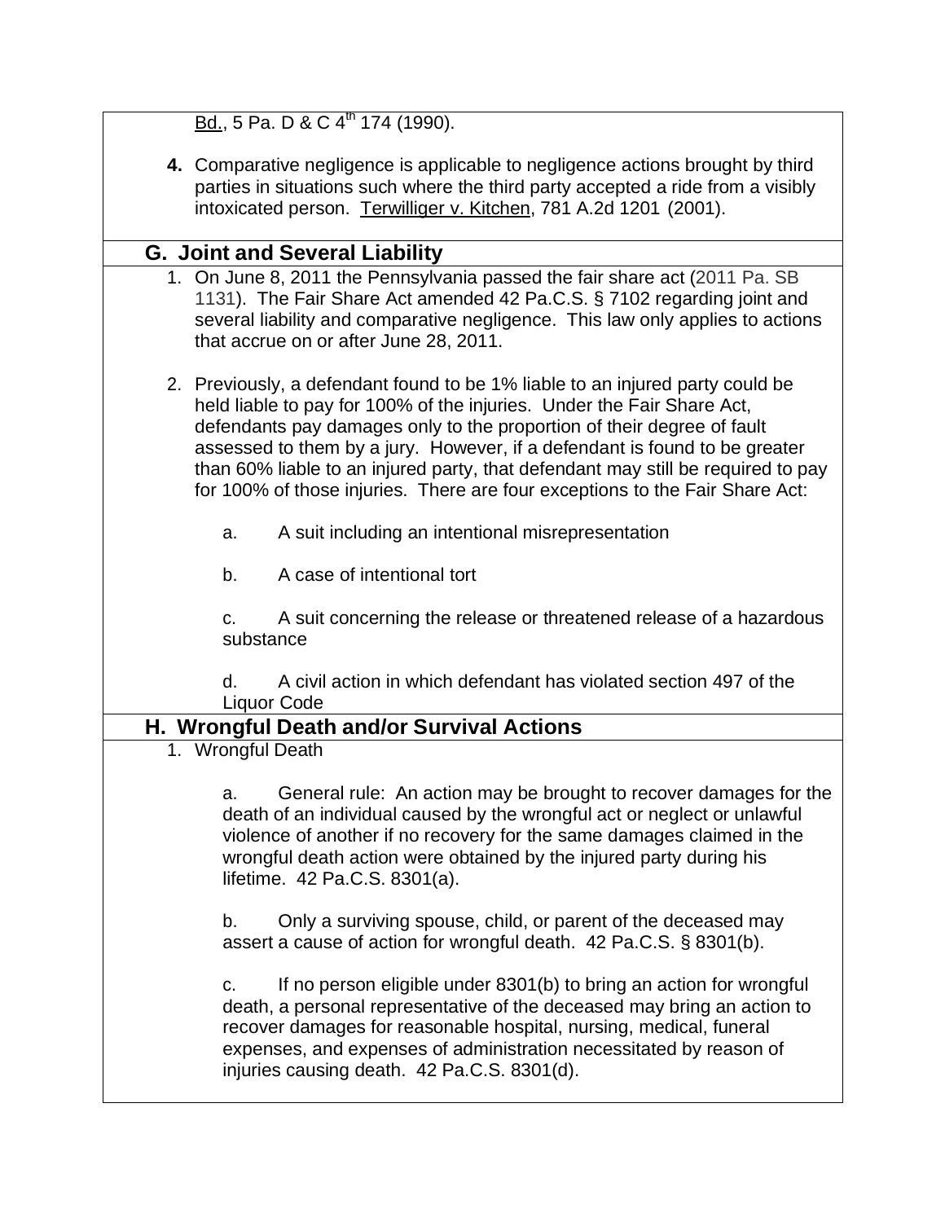Bd., 5 Pa. D & C 4th 174 (1990).

**4.** Comparative negligence is applicable to negligence actions brought by third parties in situations such where the third party accepted a ride from a visibly intoxicated person. Terwilliger v. Kitchen, 781 A.2d 1201 (2001).

## G. Joint and Several Liability

1. On June 8, 2011 the Pennsylvania passed the fair share act (2011 Pa. SB 1131). The Fair Share Act amended 42 Pa.C.S. § 7102 regarding joint and several liability and comparative negligence. This law only applies to actions that accrue on or after June 28, 2011.

2. Previously, a defendant found to be 1% liable to an injured party could be held liable to pay for 100% of the injuries. Under the Fair Share Act, defendants pay damages only to the proportion of their degree of fault assessed to them by a jury. However, if a defendant is found to be greater than 60% liable to an injured party, that defendant may still be required to pay for 100% of those injuries. There are four exceptions to the Fair Share Act:

   a. A suit including an intentional misrepresentation

   b. A case of intentional tort

   c. A suit concerning the release or threatened release of a hazardous substance

   d. A civil action in which defendant has violated section 497 of the Liquor Code

## H. Wrongful Death and/or Survival Actions

1. Wrongful Death

   a. General rule: An action may be brought to recover damages for the death of an individual caused by the wrongful act or neglect or unlawful violence of another if no recovery for the same damages claimed in the wrongful death action were obtained by the injured party during his lifetime. 42 Pa.C.S. 8301(a).

   b. Only a surviving spouse, child, or parent of the deceased may assert a cause of action for wrongful death. 42 Pa.C.S. § 8301(b).

   c. If no person eligible under 8301(b) to bring an action for wrongful death, a personal representative of the deceased may bring an action to recover damages for reasonable hospital, nursing, medical, funeral expenses, and expenses of administration necessitated by reason of injuries causing death. 42 Pa.C.S. 8301(d).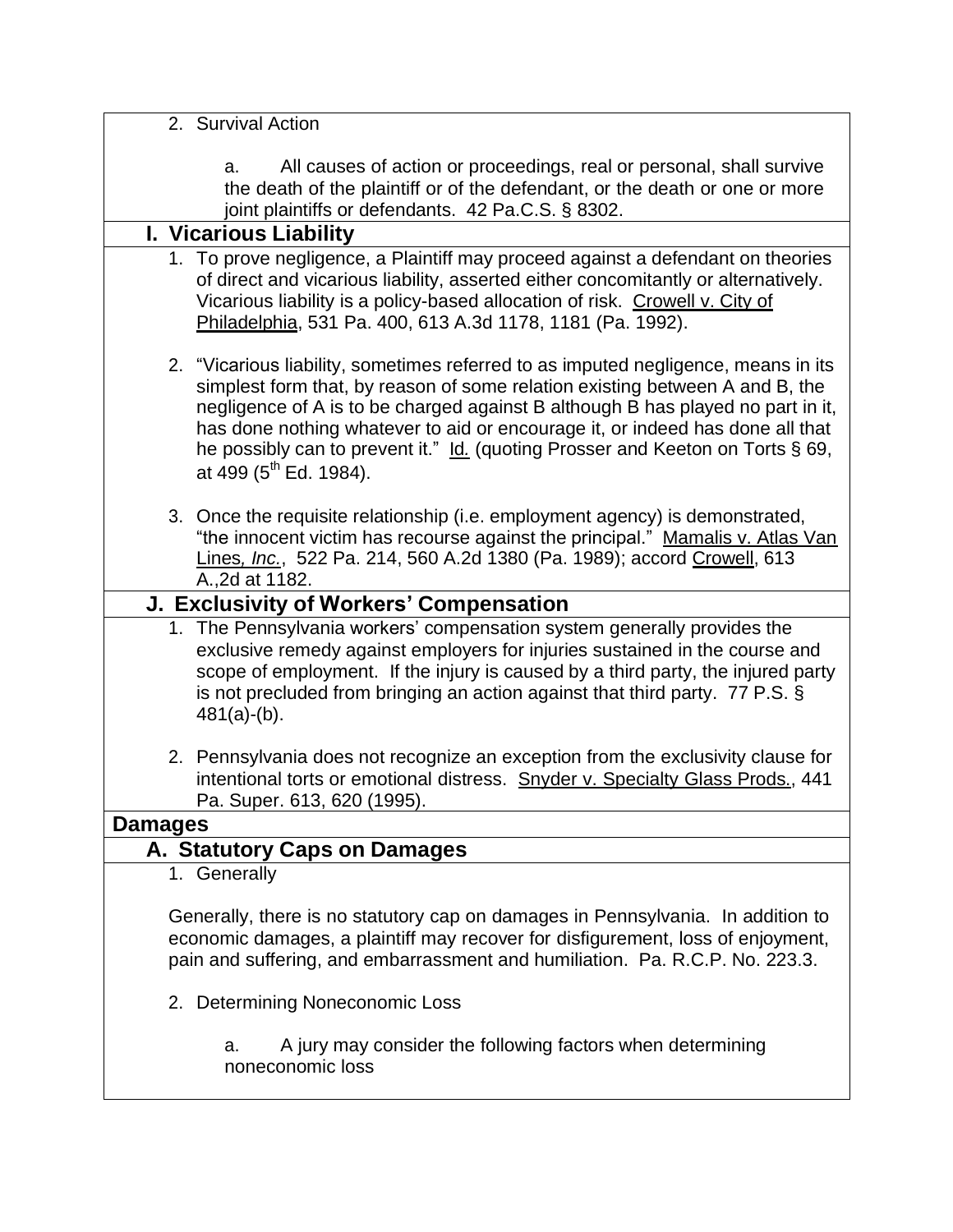2. Survival Action

   a. All causes of action or proceedings, real or personal, shall survive the death of the plaintiff or of the defendant, or the death or one or more joint plaintiffs or defendants. 42 Pa.C.S. § 8302.

### I. Vicarious Liability

1. To prove negligence, a Plaintiff may proceed against a defendant on theories of direct and vicarious liability, asserted either concomitantly or alternatively. Vicarious liability is a policy-based allocation of risk. Crowell v. City of Philadelphia, 531 Pa. 400, 613 A.3d 1178, 1181 (Pa. 1992).

2. "Vicarious liability, sometimes referred to as imputed negligence, means in its simplest form that, by reason of some relation existing between A and B, the negligence of A is to be charged against B although B has played no part in it, has done nothing whatever to aid or encourage it, or indeed has done all that he possibly can to prevent it." Id. (quoting Prosser and Keeton on Torts § 69, at 499 (5th Ed. 1984).

3. Once the requisite relationship (i.e. employment agency) is demonstrated, "the innocent victim has recourse against the principal." Mamalis v. Atlas Van Lines, *Inc.*, 522 Pa. 214, 560 A.2d 1380 (Pa. 1989); accord Crowell, 613 A.,2d at 1182.

### J. Exclusivity of Workers' Compensation

1. The Pennsylvania workers' compensation system generally provides the exclusive remedy against employers for injuries sustained in the course and scope of employment. If the injury is caused by a third party, the injured party is not precluded from bringing an action against that third party. 77 P.S. § 481(a)-(b).

2. Pennsylvania does not recognize an exception from the exclusivity clause for intentional torts or emotional distress. Snyder v. Specialty Glass Prods., 441 Pa. Super. 613, 620 (1995).

## Damages

### A. Statutory Caps on Damages

1. Generally

Generally, there is no statutory cap on damages in Pennsylvania. In addition to economic damages, a plaintiff may recover for disfigurement, loss of enjoyment, pain and suffering, and embarrassment and humiliation. Pa. R.C.P. No. 223.3.

2. Determining Noneconomic Loss

   a. A jury may consider the following factors when determining noneconomic loss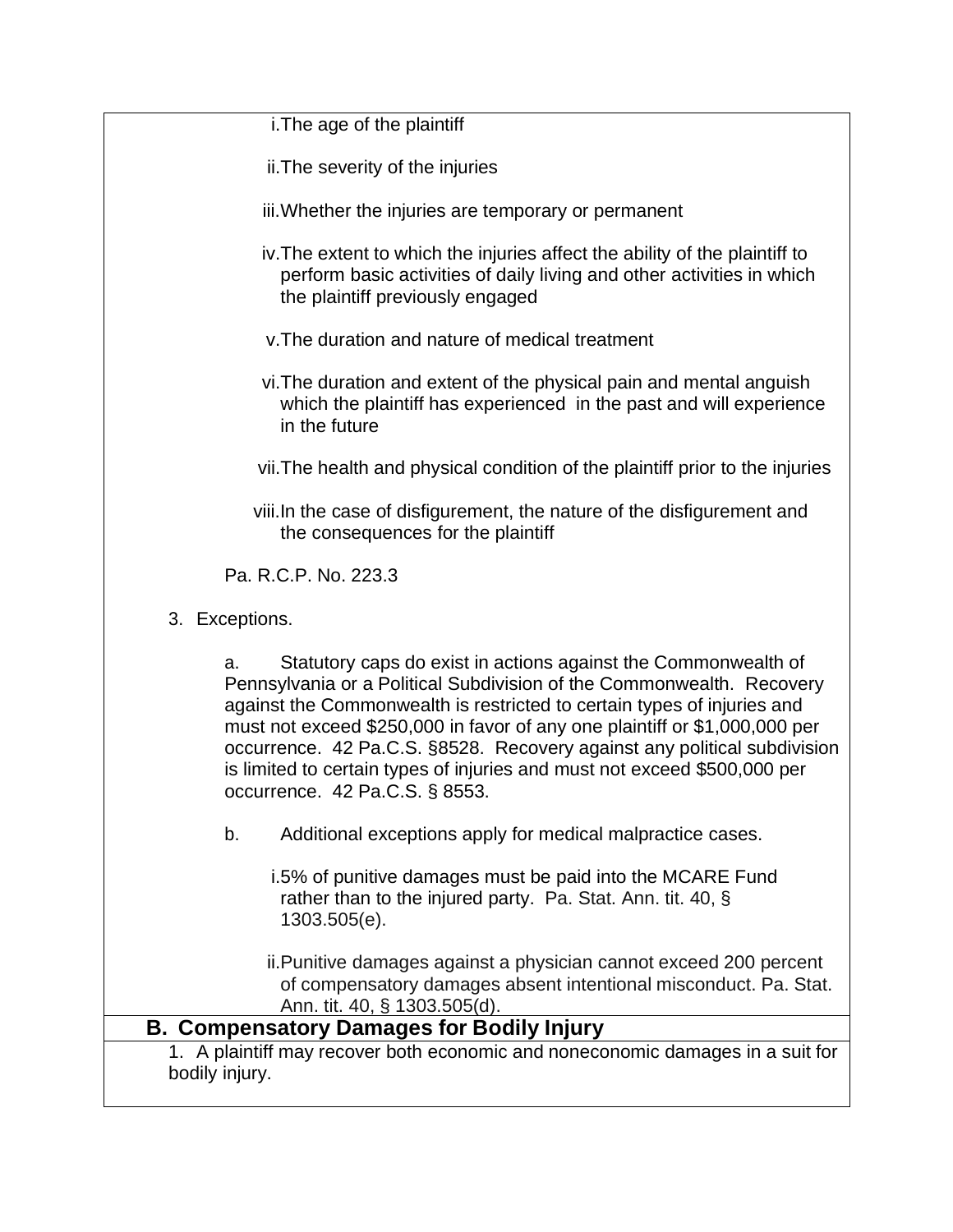i. The age of the plaintiff

ii. The severity of the injuries

iii. Whether the injuries are temporary or permanent

iv. The extent to which the injuries affect the ability of the plaintiff to perform basic activities of daily living and other activities in which the plaintiff previously engaged

v. The duration and nature of medical treatment

vi. The duration and extent of the physical pain and mental anguish which the plaintiff has experienced in the past and will experience in the future

vii. The health and physical condition of the plaintiff prior to the injuries

viii. In the case of disfigurement, the nature of the disfigurement and the consequences for the plaintiff

Pa. R.C.P. No. 223.3

3. Exceptions.

a. Statutory caps do exist in actions against the Commonwealth of Pennsylvania or a Political Subdivision of the Commonwealth. Recovery against the Commonwealth is restricted to certain types of injuries and must not exceed $250,000 in favor of any one plaintiff or $1,000,000 per occurrence. 42 Pa.C.S. §8528. Recovery against any political subdivision is limited to certain types of injuries and must not exceed $500,000 per occurrence. 42 Pa.C.S. § 8553.

b. Additional exceptions apply for medical malpractice cases.

i. 5% of punitive damages must be paid into the MCARE Fund rather than to the injured party. Pa. Stat. Ann. tit. 40, § 1303.505(e).

ii. Punitive damages against a physician cannot exceed 200 percent of compensatory damages absent intentional misconduct. Pa. Stat. Ann. tit. 40, § 1303.505(d).

## B. Compensatory Damages for Bodily Injury

1. A plaintiff may recover both economic and noneconomic damages in a suit for bodily injury.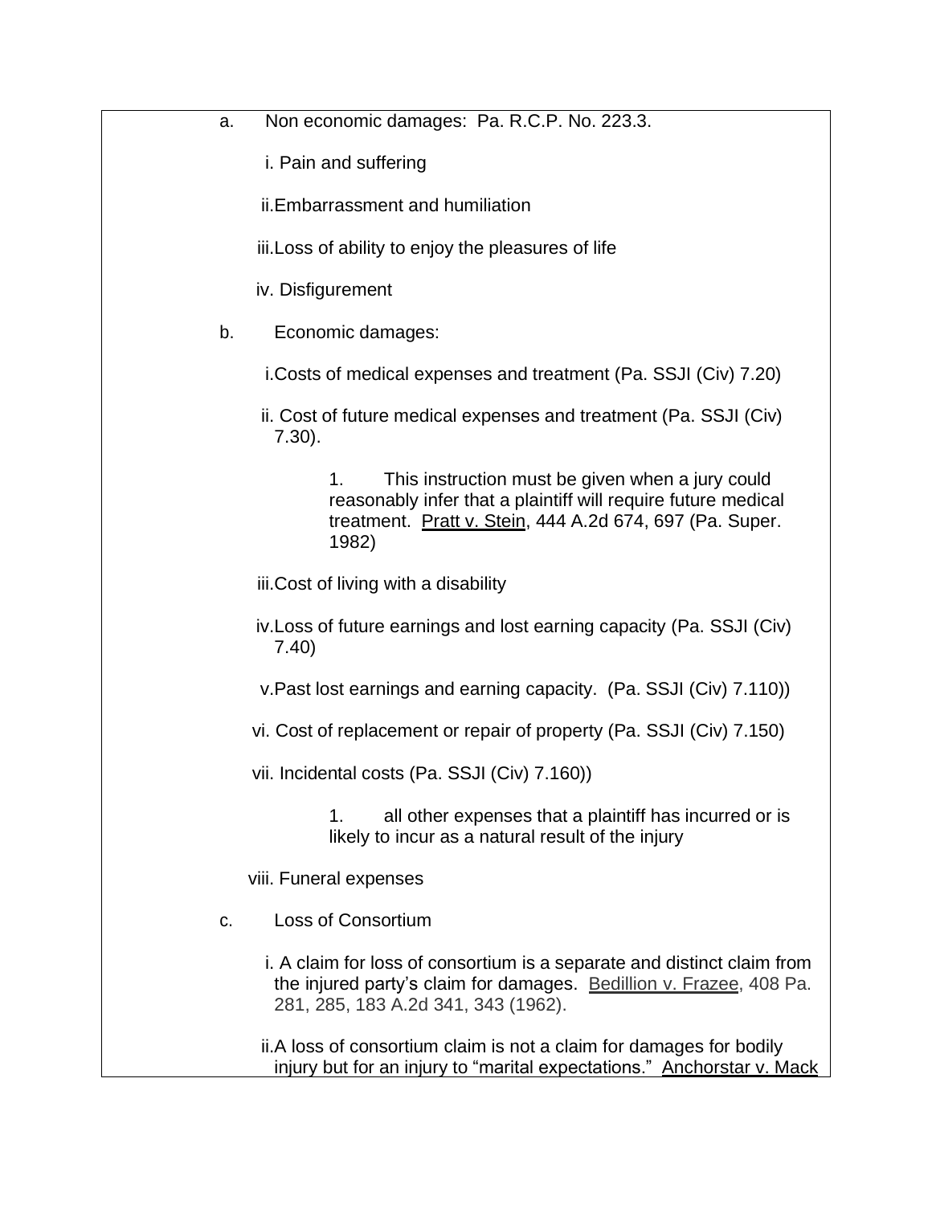a. Non economic damages: Pa. R.C.P. No. 223.3.

   i. Pain and suffering

   ii. Embarrassment and humiliation

   iii. Loss of ability to enjoy the pleasures of life

   iv. Disfigurement

b. Economic damages:

   i. Costs of medical expenses and treatment (Pa. SSJI (Civ) 7.20)

   ii. Cost of future medical expenses and treatment (Pa. SSJI (Civ) 7.30).

      1. This instruction must be given when a jury could reasonably infer that a plaintiff will require future medical treatment. Pratt v. Stein, 444 A.2d 674, 697 (Pa. Super. 1982)

   iii. Cost of living with a disability

   iv. Loss of future earnings and lost earning capacity (Pa. SSJI (Civ) 7.40)

   v. Past lost earnings and earning capacity. (Pa. SSJI (Civ) 7.110))

   vi. Cost of replacement or repair of property (Pa. SSJI (Civ) 7.150)

   vii. Incidental costs (Pa. SSJI (Civ) 7.160))

      1. all other expenses that a plaintiff has incurred or is likely to incur as a natural result of the injury

   viii. Funeral expenses

c. Loss of Consortium

   i. A claim for loss of consortium is a separate and distinct claim from the injured party's claim for damages. Bedillion v. Frazee, 408 Pa. 281, 285, 183 A.2d 341, 343 (1962).

   ii. A loss of consortium claim is not a claim for damages for bodily injury but for an injury to "marital expectations." Anchorstar v. Mack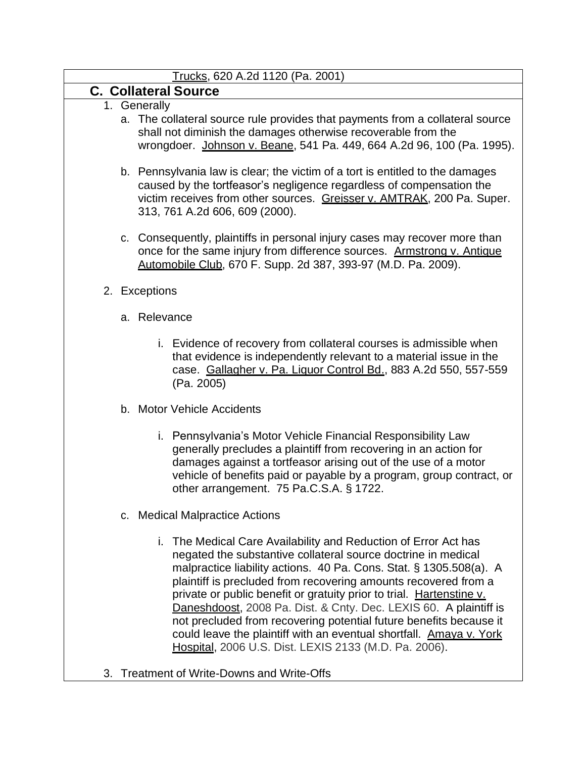Trucks, 620 A.2d 1120 (Pa. 2001)

## C. Collateral Source

1. Generally
   a. The collateral source rule provides that payments from a collateral source shall not diminish the damages otherwise recoverable from the wrongdoer. Johnson v. Beane, 541 Pa. 449, 664 A.2d 96, 100 (Pa. 1995).

   b. Pennsylvania law is clear; the victim of a tort is entitled to the damages caused by the tortfeasor's negligence regardless of compensation the victim receives from other sources. Greisser v. AMTRAK, 200 Pa. Super. 313, 761 A.2d 606, 609 (2000).

   c. Consequently, plaintiffs in personal injury cases may recover more than once for the same injury from difference sources. Armstrong v. Antique Automobile Club, 670 F. Supp. 2d 387, 393-97 (M.D. Pa. 2009).

2. Exceptions

   a. Relevance

      i. Evidence of recovery from collateral courses is admissible when that evidence is independently relevant to a material issue in the case. Gallagher v. Pa. Liquor Control Bd., 883 A.2d 550, 557-559 (Pa. 2005)

   b. Motor Vehicle Accidents

      i. Pennsylvania's Motor Vehicle Financial Responsibility Law generally precludes a plaintiff from recovering in an action for damages against a tortfeasor arising out of the use of a motor vehicle of benefits paid or payable by a program, group contract, or other arrangement. 75 Pa.C.S.A. § 1722.

   c. Medical Malpractice Actions

      i. The Medical Care Availability and Reduction of Error Act has negated the substantive collateral source doctrine in medical malpractice liability actions. 40 Pa. Cons. Stat. § 1305.508(a). A plaintiff is precluded from recovering amounts recovered from a private or public benefit or gratuity prior to trial. Hartenstine v. Daneshdoost, 2008 Pa. Dist. & Cnty. Dec. LEXIS 60. A plaintiff is not precluded from recovering potential future benefits because it could leave the plaintiff with an eventual shortfall. Amaya v. York Hospital, 2006 U.S. Dist. LEXIS 2133 (M.D. Pa. 2006).

3. Treatment of Write-Downs and Write-Offs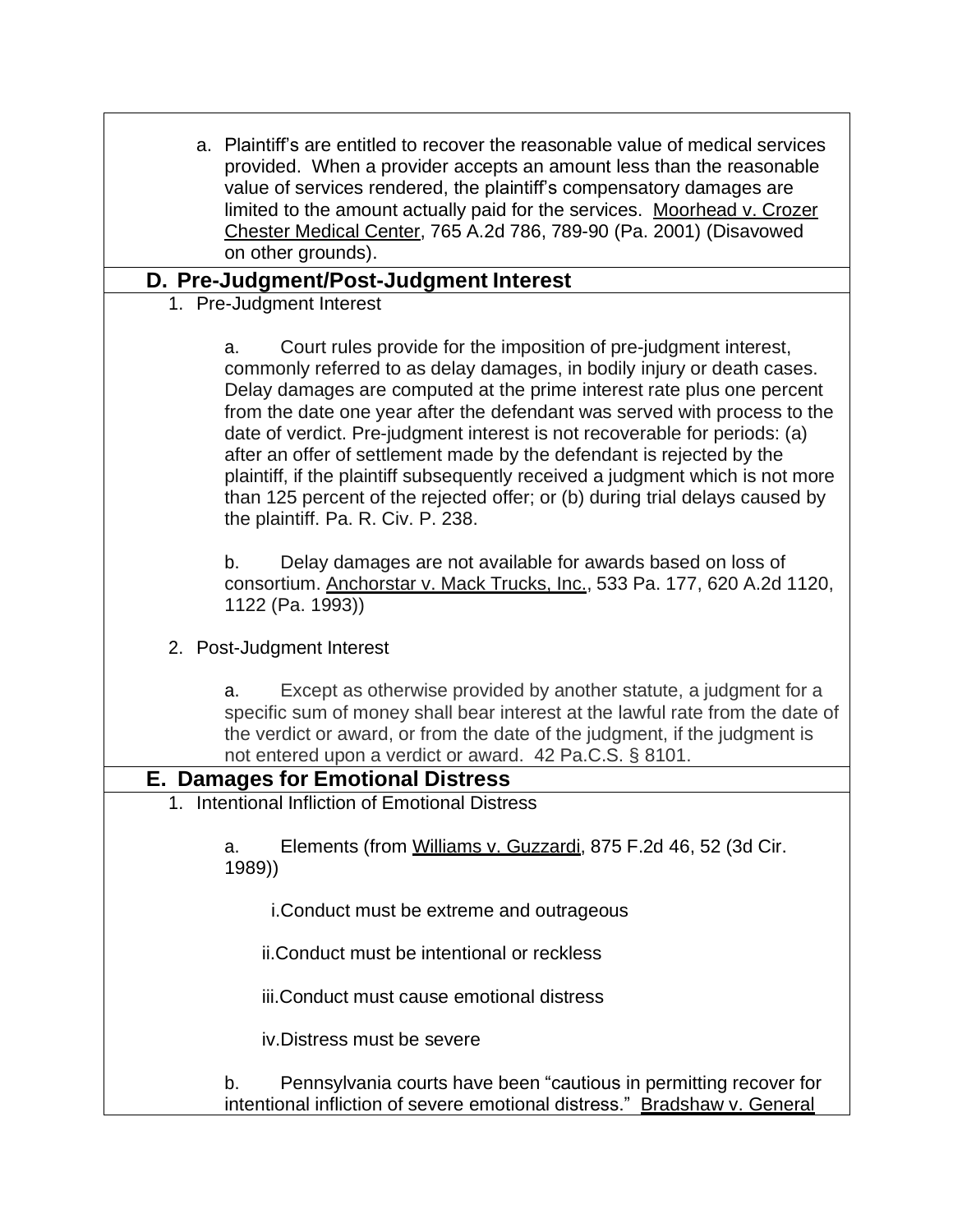a. Plaintiff's are entitled to recover the reasonable value of medical services provided. When a provider accepts an amount less than the reasonable value of services rendered, the plaintiff's compensatory damages are limited to the amount actually paid for the services. Moorhead v. Crozer Chester Medical Center, 765 A.2d 786, 789-90 (Pa. 2001) (Disavowed on other grounds).

## D. Pre-Judgment/Post-Judgment Interest

1. Pre-Judgment Interest

   a. Court rules provide for the imposition of pre-judgment interest, commonly referred to as delay damages, in bodily injury or death cases. Delay damages are computed at the prime interest rate plus one percent from the date one year after the defendant was served with process to the date of verdict. Pre-judgment interest is not recoverable for periods: (a) after an offer of settlement made by the defendant is rejected by the plaintiff, if the plaintiff subsequently received a judgment which is not more than 125 percent of the rejected offer; or (b) during trial delays caused by the plaintiff. Pa. R. Civ. P. 238.

   b. Delay damages are not available for awards based on loss of consortium. Anchorstar v. Mack Trucks, Inc., 533 Pa. 177, 620 A.2d 1120, 1122 (Pa. 1993))

2. Post-Judgment Interest

   a. Except as otherwise provided by another statute, a judgment for a specific sum of money shall bear interest at the lawful rate from the date of the verdict or award, or from the date of the judgment, if the judgment is not entered upon a verdict or award. 42 Pa.C.S. § 8101.

## E. Damages for Emotional Distress

1. Intentional Infliction of Emotional Distress

   a. Elements (from Williams v. Guzzardi, 875 F.2d 46, 52 (3d Cir. 1989))

      i. Conduct must be extreme and outrageous

      ii. Conduct must be intentional or reckless

      iii. Conduct must cause emotional distress

      iv. Distress must be severe

   b. Pennsylvania courts have been "cautious in permitting recover for intentional infliction of severe emotional distress." Bradshaw v. General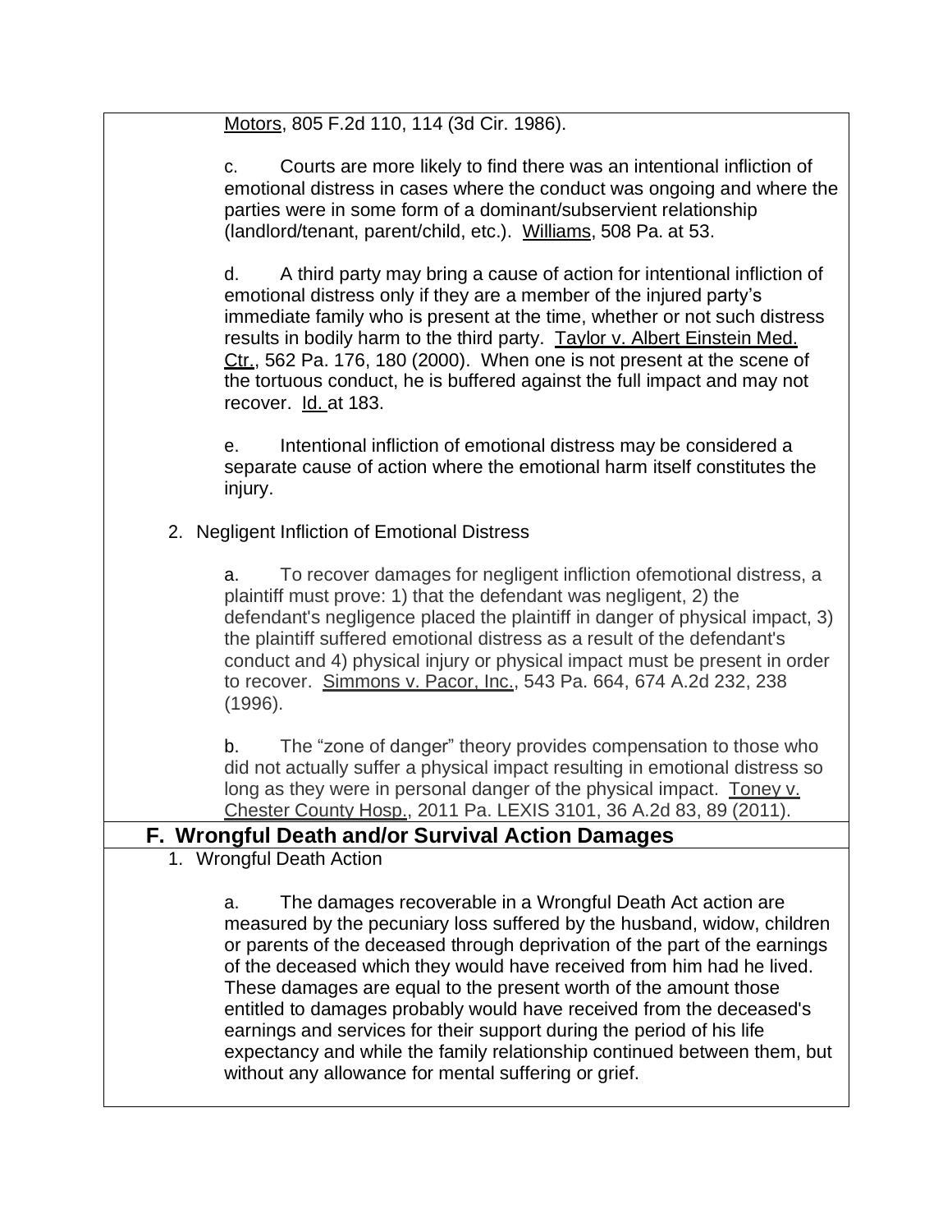Motors, 805 F.2d 110, 114 (3d Cir. 1986).

c. Courts are more likely to find there was an intentional infliction of emotional distress in cases where the conduct was ongoing and where the parties were in some form of a dominant/subservient relationship (landlord/tenant, parent/child, etc.). Williams, 508 Pa. at 53.

d. A third party may bring a cause of action for intentional infliction of emotional distress only if they are a member of the injured party's immediate family who is present at the time, whether or not such distress results in bodily harm to the third party. Taylor v. Albert Einstein Med. Ctr., 562 Pa. 176, 180 (2000). When one is not present at the scene of the tortuous conduct, he is buffered against the full impact and may not recover. Id. at 183.

e. Intentional infliction of emotional distress may be considered a separate cause of action where the emotional harm itself constitutes the injury.

2. Negligent Infliction of Emotional Distress

a. To recover damages for negligent infliction ofemotional distress, a plaintiff must prove: 1) that the defendant was negligent, 2) the defendant's negligence placed the plaintiff in danger of physical impact, 3) the plaintiff suffered emotional distress as a result of the defendant's conduct and 4) physical injury or physical impact must be present in order to recover. Simmons v. Pacor, Inc., 543 Pa. 664, 674 A.2d 232, 238 (1996).

b. The "zone of danger" theory provides compensation to those who did not actually suffer a physical impact resulting in emotional distress so long as they were in personal danger of the physical impact. Toney v. Chester County Hosp., 2011 Pa. LEXIS 3101, 36 A.2d 83, 89 (2011).

## F. Wrongful Death and/or Survival Action Damages

1. Wrongful Death Action

a. The damages recoverable in a Wrongful Death Act action are measured by the pecuniary loss suffered by the husband, widow, children or parents of the deceased through deprivation of the part of the earnings of the deceased which they would have received from him had he lived. These damages are equal to the present worth of the amount those entitled to damages probably would have received from the deceased's earnings and services for their support during the period of his life expectancy and while the family relationship continued between them, but without any allowance for mental suffering or grief.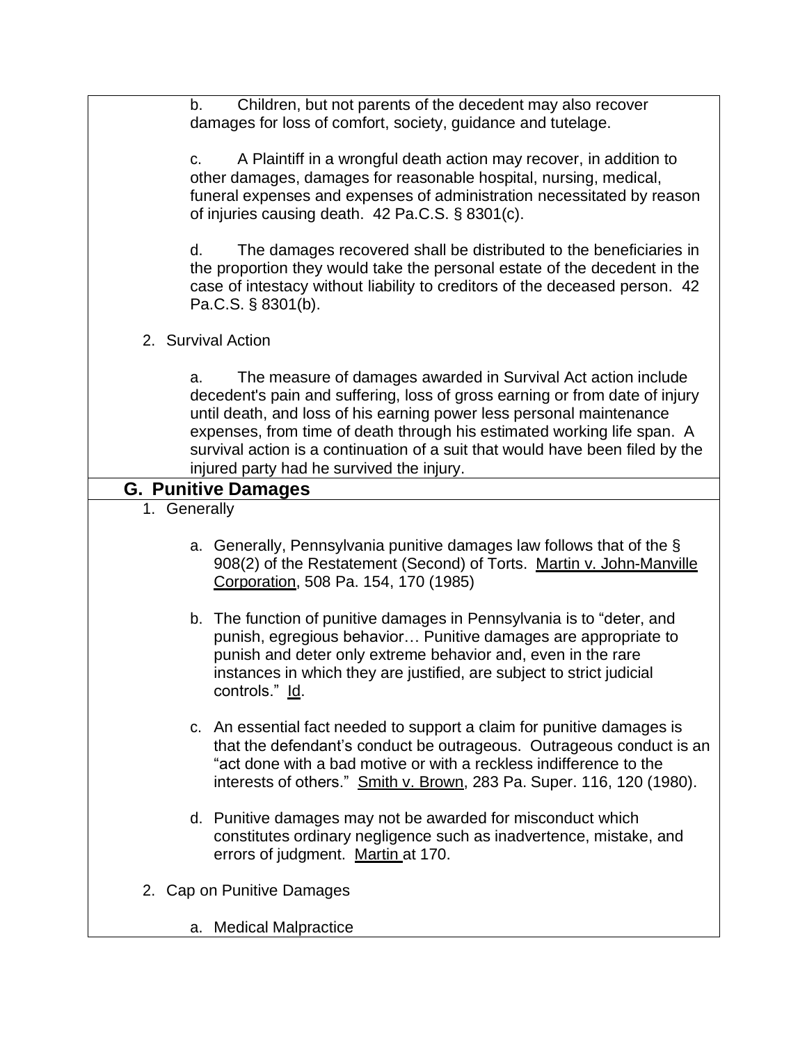b. Children, but not parents of the decedent may also recover damages for loss of comfort, society, guidance and tutelage.

c. A Plaintiff in a wrongful death action may recover, in addition to other damages, damages for reasonable hospital, nursing, medical, funeral expenses and expenses of administration necessitated by reason of injuries causing death. 42 Pa.C.S. § 8301(c).

d. The damages recovered shall be distributed to the beneficiaries in the proportion they would take the personal estate of the decedent in the case of intestacy without liability to creditors of the deceased person. 42 Pa.C.S. § 8301(b).

2. Survival Action

a. The measure of damages awarded in Survival Act action include decedent's pain and suffering, loss of gross earning or from date of injury until death, and loss of his earning power less personal maintenance expenses, from time of death through his estimated working life span. A survival action is a continuation of a suit that would have been filed by the injured party had he survived the injury.

## G. Punitive Damages

1. Generally

   a. Generally, Pennsylvania punitive damages law follows that of the § 908(2) of the Restatement (Second) of Torts. Martin v. John-Manville Corporation, 508 Pa. 154, 170 (1985)

   b. The function of punitive damages in Pennsylvania is to "deter, and punish, egregious behavior… Punitive damages are appropriate to punish and deter only extreme behavior and, even in the rare instances in which they are justified, are subject to strict judicial controls." Id.

   c. An essential fact needed to support a claim for punitive damages is that the defendant's conduct be outrageous. Outrageous conduct is an "act done with a bad motive or with a reckless indifference to the interests of others." Smith v. Brown, 283 Pa. Super. 116, 120 (1980).

   d. Punitive damages may not be awarded for misconduct which constitutes ordinary negligence such as inadvertence, mistake, and errors of judgment. Martin at 170.

2. Cap on Punitive Damages

   a. Medical Malpractice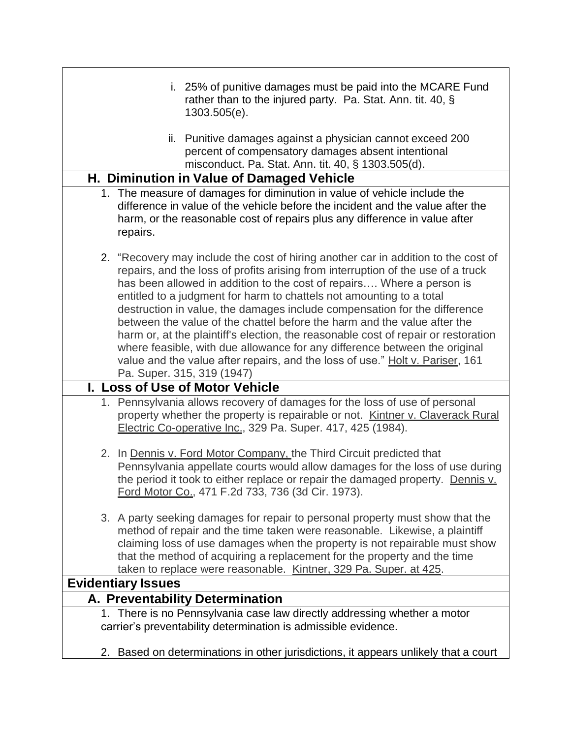i. 25% of punitive damages must be paid into the MCARE Fund rather than to the injured party. Pa. Stat. Ann. tit. 40, § 1303.505(e).

ii. Punitive damages against a physician cannot exceed 200 percent of compensatory damages absent intentional misconduct. Pa. Stat. Ann. tit. 40, § 1303.505(d).

### H. Diminution in Value of Damaged Vehicle

1. The measure of damages for diminution in value of vehicle include the difference in value of the vehicle before the incident and the value after the harm, or the reasonable cost of repairs plus any difference in value after repairs.

2. "Recovery may include the cost of hiring another car in addition to the cost of repairs, and the loss of profits arising from interruption of the use of a truck has been allowed in addition to the cost of repairs…. Where a person is entitled to a judgment for harm to chattels not amounting to a total destruction in value, the damages include compensation for the difference between the value of the chattel before the harm and the value after the harm or, at the plaintiff's election, the reasonable cost of repair or restoration where feasible, with due allowance for any difference between the original value and the value after repairs, and the loss of use." Holt v. Pariser, 161 Pa. Super. 315, 319 (1947)

### I. Loss of Use of Motor Vehicle

1. Pennsylvania allows recovery of damages for the loss of use of personal property whether the property is repairable or not. Kintner v. Claverack Rural Electric Co-operative Inc., 329 Pa. Super. 417, 425 (1984).

2. In Dennis v. Ford Motor Company, the Third Circuit predicted that Pennsylvania appellate courts would allow damages for the loss of use during the period it took to either replace or repair the damaged property. Dennis v. Ford Motor Co., 471 F.2d 733, 736 (3d Cir. 1973).

3. A party seeking damages for repair to personal property must show that the method of repair and the time taken were reasonable. Likewise, a plaintiff claiming loss of use damages when the property is not repairable must show that the method of acquiring a replacement for the property and the time taken to replace were reasonable. Kintner, 329 Pa. Super. at 425.

## Evidentiary Issues

### A. Preventability Determination

1. There is no Pennsylvania case law directly addressing whether a motor carrier's preventability determination is admissible evidence.

2. Based on determinations in other jurisdictions, it appears unlikely that a court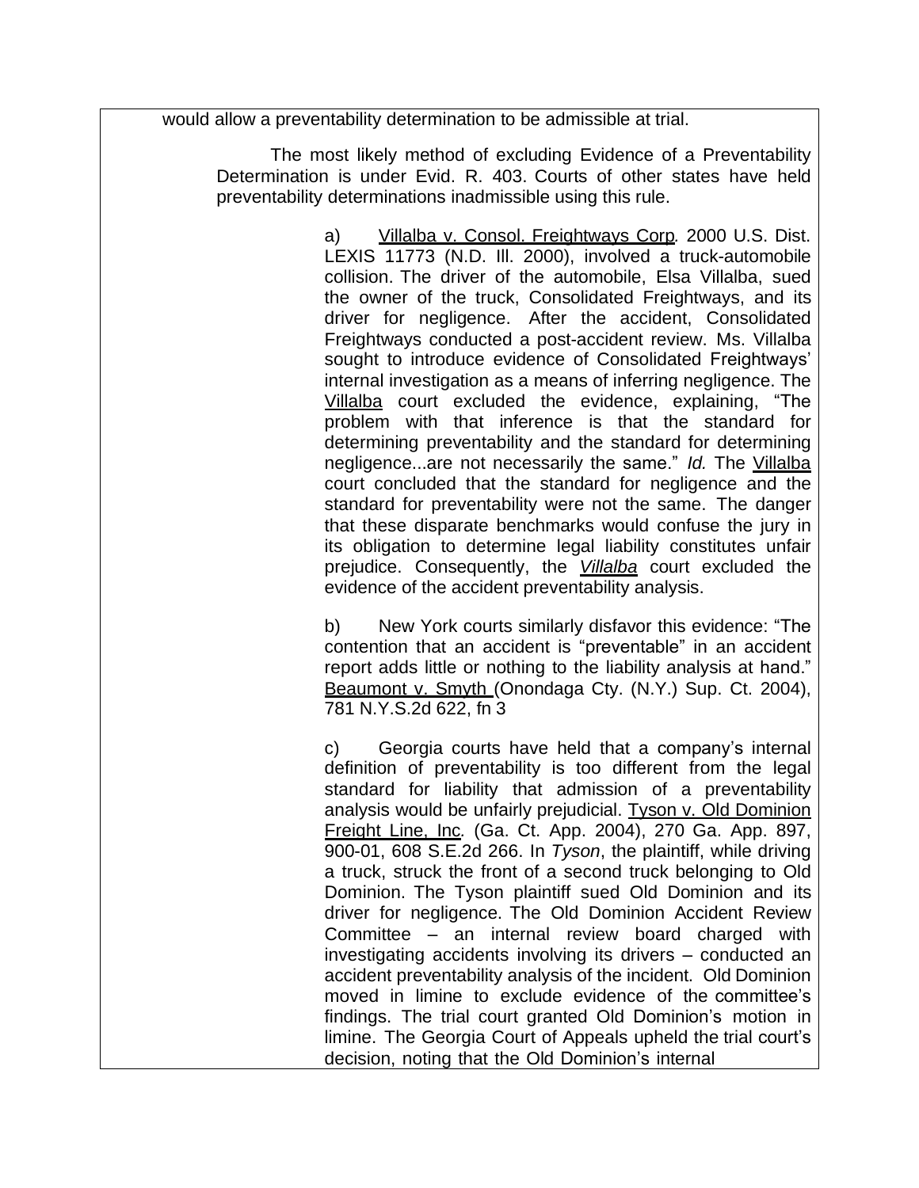would allow a preventability determination to be admissible at trial.

The most likely method of excluding Evidence of a Preventability Determination is under Evid. R. 403. Courts of other states have held preventability determinations inadmissible using this rule.

a) Villalba v. Consol. Freightways Corp. 2000 U.S. Dist. LEXIS 11773 (N.D. Ill. 2000), involved a truck-automobile collision. The driver of the automobile, Elsa Villalba, sued the owner of the truck, Consolidated Freightways, and its driver for negligence. After the accident, Consolidated Freightways conducted a post-accident review. Ms. Villalba sought to introduce evidence of Consolidated Freightways' internal investigation as a means of inferring negligence. The Villalba court excluded the evidence, explaining, "The problem with that inference is that the standard for determining preventability and the standard for determining negligence...are not necessarily the same." *Id.* The Villalba court concluded that the standard for negligence and the standard for preventability were not the same. The danger that these disparate benchmarks would confuse the jury in its obligation to determine legal liability constitutes unfair prejudice. Consequently, the ***Villalba*** court excluded the evidence of the accident preventability analysis.

b) New York courts similarly disfavor this evidence: "The contention that an accident is "preventable" in an accident report adds little or nothing to the liability analysis at hand." Beaumont v. Smyth (Onondaga Cty. (N.Y.) Sup. Ct. 2004), 781 N.Y.S.2d 622, fn 3

c) Georgia courts have held that a company's internal definition of preventability is too different from the legal standard for liability that admission of a preventability analysis would be unfairly prejudicial. Tyson v. Old Dominion Freight Line, Inc. (Ga. Ct. App. 2004), 270 Ga. App. 897, 900-01, 608 S.E.2d 266. In *Tyson*, the plaintiff, while driving a truck, struck the front of a second truck belonging to Old Dominion. The Tyson plaintiff sued Old Dominion and its driver for negligence. The Old Dominion Accident Review Committee – an internal review board charged with investigating accidents involving its drivers – conducted an accident preventability analysis of the incident. Old Dominion moved in limine to exclude evidence of the committee's findings. The trial court granted Old Dominion's motion in limine. The Georgia Court of Appeals upheld the trial court's decision, noting that the Old Dominion's internal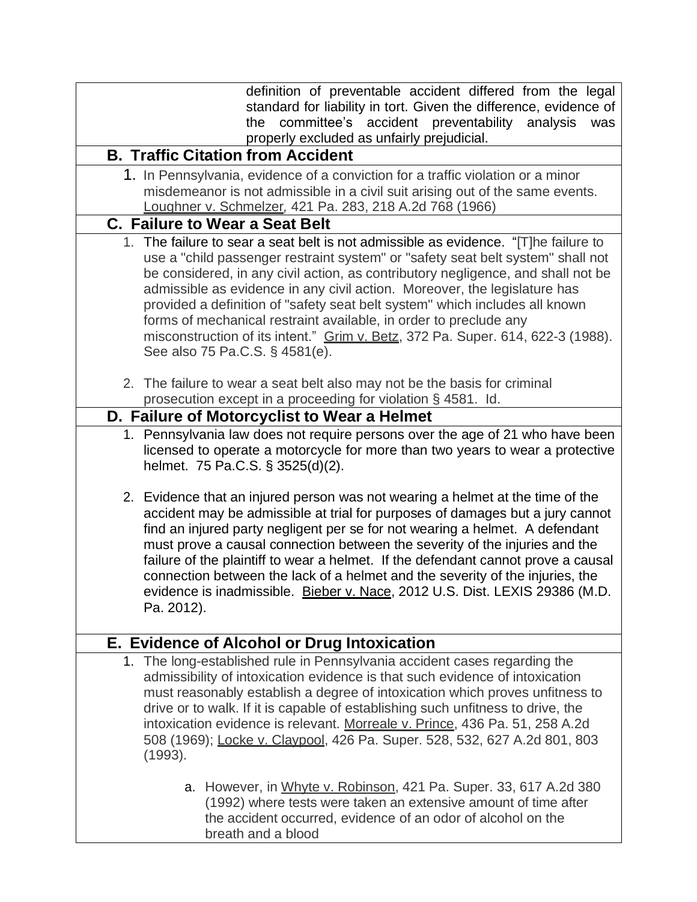definition of preventable accident differed from the legal standard for liability in tort. Given the difference, evidence of the committee's accident preventability analysis was properly excluded as unfairly prejudicial.

### B. Traffic Citation from Accident

1. In Pennsylvania, evidence of a conviction for a traffic violation or a minor misdemeanor is not admissible in a civil suit arising out of the same events. Loughner v. Schmelzer, 421 Pa. 283, 218 A.2d 768 (1966)

### C. Failure to Wear a Seat Belt

1. The failure to sear a seat belt is not admissible as evidence. "[T]he failure to use a "child passenger restraint system" or "safety seat belt system" shall not be considered, in any civil action, as contributory negligence, and shall not be admissible as evidence in any civil action. Moreover, the legislature has provided a definition of "safety seat belt system" which includes all known forms of mechanical restraint available, in order to preclude any misconstruction of its intent." Grim v. Betz, 372 Pa. Super. 614, 622-3 (1988). See also 75 Pa.C.S. § 4581(e).

2. The failure to wear a seat belt also may not be the basis for criminal prosecution except in a proceeding for violation § 4581. Id.

### D. Failure of Motorcyclist to Wear a Helmet

1. Pennsylvania law does not require persons over the age of 21 who have been licensed to operate a motorcycle for more than two years to wear a protective helmet. 75 Pa.C.S. § 3525(d)(2).

2. Evidence that an injured person was not wearing a helmet at the time of the accident may be admissible at trial for purposes of damages but a jury cannot find an injured party negligent per se for not wearing a helmet. A defendant must prove a causal connection between the severity of the injuries and the failure of the plaintiff to wear a helmet. If the defendant cannot prove a causal connection between the lack of a helmet and the severity of the injuries, the evidence is inadmissible. Bieber v. Nace, 2012 U.S. Dist. LEXIS 29386 (M.D. Pa. 2012).

### E. Evidence of Alcohol or Drug Intoxication

1. The long-established rule in Pennsylvania accident cases regarding the admissibility of intoxication evidence is that such evidence of intoxication must reasonably establish a degree of intoxication which proves unfitness to drive or to walk. If it is capable of establishing such unfitness to drive, the intoxication evidence is relevant. Morreale v. Prince, 436 Pa. 51, 258 A.2d 508 (1969); Locke v. Claypool, 426 Pa. Super. 528, 532, 627 A.2d 801, 803 (1993).

   a. However, in Whyte v. Robinson, 421 Pa. Super. 33, 617 A.2d 380 (1992) where tests were taken an extensive amount of time after the accident occurred, evidence of an odor of alcohol on the breath and a blood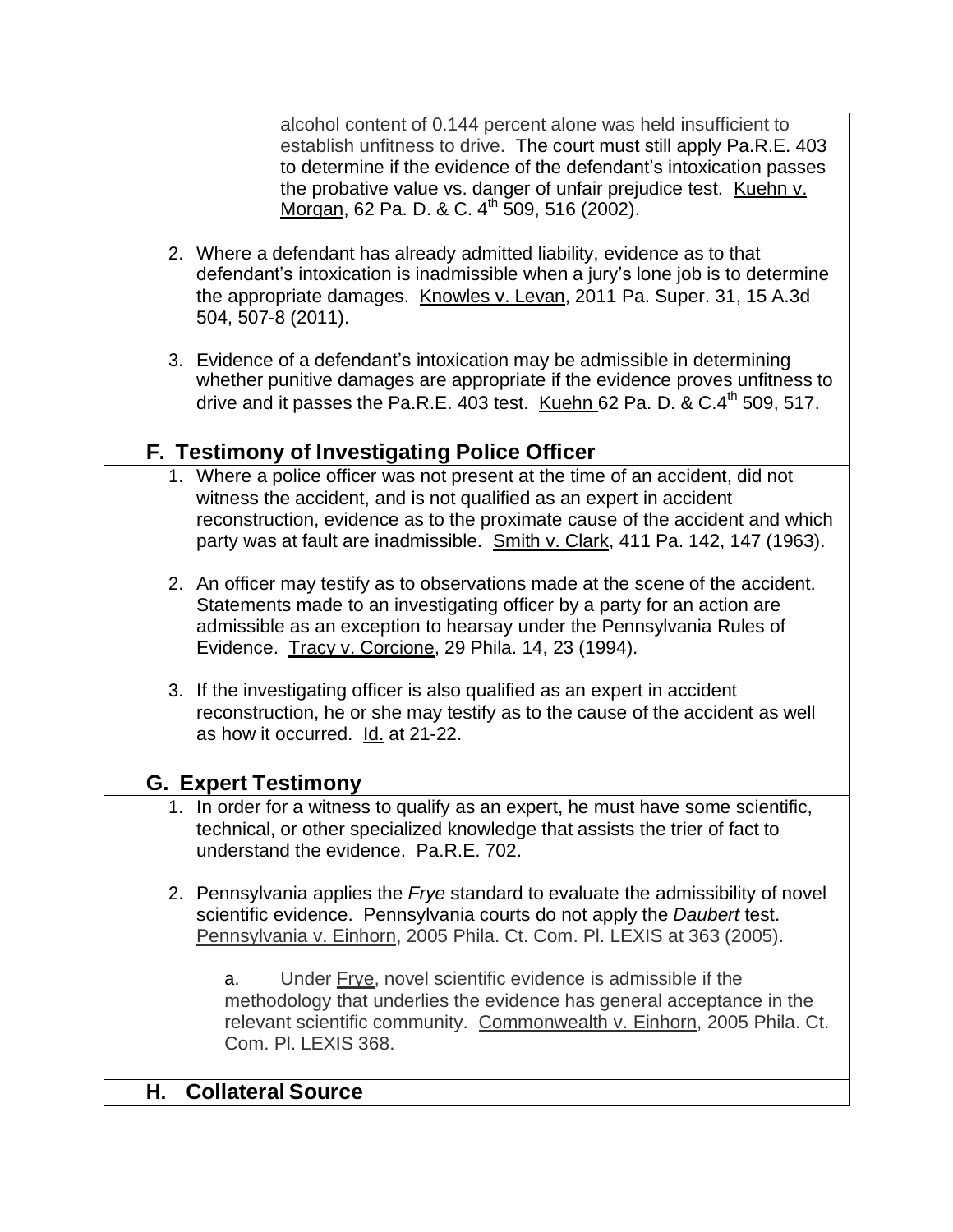alcohol content of 0.144 percent alone was held insufficient to establish unfitness to drive. The court must still apply Pa.R.E. 403 to determine if the evidence of the defendant's intoxication passes the probative value vs. danger of unfair prejudice test. Kuehn v. Morgan, 62 Pa. D. & C. 4th 509, 516 (2002).

2. Where a defendant has already admitted liability, evidence as to that defendant's intoxication is inadmissible when a jury's lone job is to determine the appropriate damages. Knowles v. Levan, 2011 Pa. Super. 31, 15 A.3d 504, 507-8 (2011).

3. Evidence of a defendant's intoxication may be admissible in determining whether punitive damages are appropriate if the evidence proves unfitness to drive and it passes the Pa.R.E. 403 test. Kuehn 62 Pa. D. & C.4th 509, 517.

## F. Testimony of Investigating Police Officer

1. Where a police officer was not present at the time of an accident, did not witness the accident, and is not qualified as an expert in accident reconstruction, evidence as to the proximate cause of the accident and which party was at fault are inadmissible. Smith v. Clark, 411 Pa. 142, 147 (1963).

2. An officer may testify as to observations made at the scene of the accident. Statements made to an investigating officer by a party for an action are admissible as an exception to hearsay under the Pennsylvania Rules of Evidence. Tracy v. Corcione, 29 Phila. 14, 23 (1994).

3. If the investigating officer is also qualified as an expert in accident reconstruction, he or she may testify as to the cause of the accident as well as how it occurred. Id. at 21-22.

## G. Expert Testimony

1. In order for a witness to qualify as an expert, he must have some scientific, technical, or other specialized knowledge that assists the trier of fact to understand the evidence. Pa.R.E. 702.

2. Pennsylvania applies the *Frye* standard to evaluate the admissibility of novel scientific evidence. Pennsylvania courts do not apply the *Daubert* test. Pennsylvania v. Einhorn, 2005 Phila. Ct. Com. Pl. LEXIS at 363 (2005).

   a. Under Frye, novel scientific evidence is admissible if the methodology that underlies the evidence has general acceptance in the relevant scientific community. Commonwealth v. Einhorn, 2005 Phila. Ct. Com. Pl. LEXIS 368.

## H. Collateral Source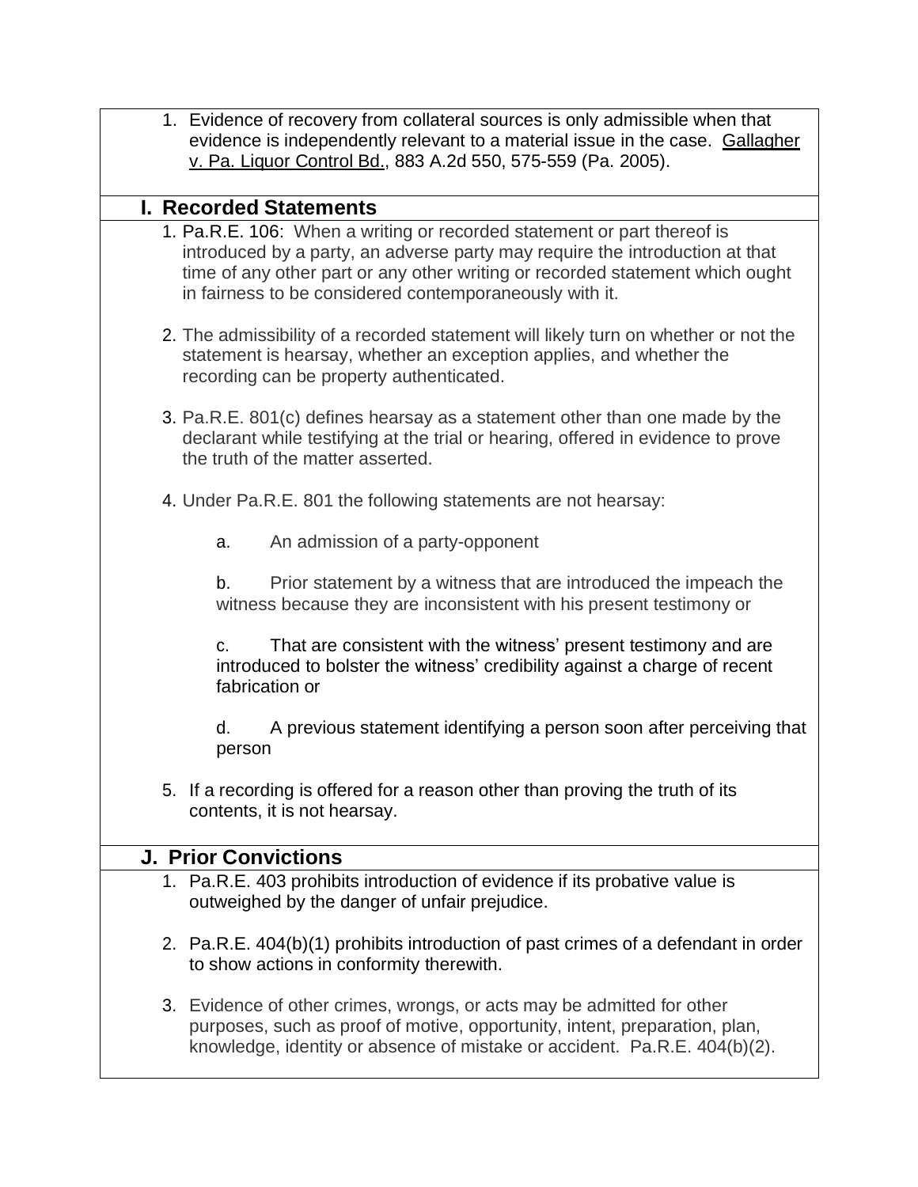1. Evidence of recovery from collateral sources is only admissible when that evidence is independently relevant to a material issue in the case. Gallagher v. Pa. Liquor Control Bd., 883 A.2d 550, 575-559 (Pa. 2005).

## I. Recorded Statements

1. Pa.R.E. 106: When a writing or recorded statement or part thereof is introduced by a party, an adverse party may require the introduction at that time of any other part or any other writing or recorded statement which ought in fairness to be considered contemporaneously with it.

2. The admissibility of a recorded statement will likely turn on whether or not the statement is hearsay, whether an exception applies, and whether the recording can be property authenticated.

3. Pa.R.E. 801(c) defines hearsay as a statement other than one made by the declarant while testifying at the trial or hearing, offered in evidence to prove the truth of the matter asserted.

4. Under Pa.R.E. 801 the following statements are not hearsay:

   a. An admission of a party-opponent

   b. Prior statement by a witness that are introduced the impeach the witness because they are inconsistent with his present testimony or

   c. That are consistent with the witness' present testimony and are introduced to bolster the witness' credibility against a charge of recent fabrication or

   d. A previous statement identifying a person soon after perceiving that person

5. If a recording is offered for a reason other than proving the truth of its contents, it is not hearsay.

## J. Prior Convictions

1. Pa.R.E. 403 prohibits introduction of evidence if its probative value is outweighed by the danger of unfair prejudice.

2. Pa.R.E. 404(b)(1) prohibits introduction of past crimes of a defendant in order to show actions in conformity therewith.

3. Evidence of other crimes, wrongs, or acts may be admitted for other purposes, such as proof of motive, opportunity, intent, preparation, plan, knowledge, identity or absence of mistake or accident. Pa.R.E. 404(b)(2).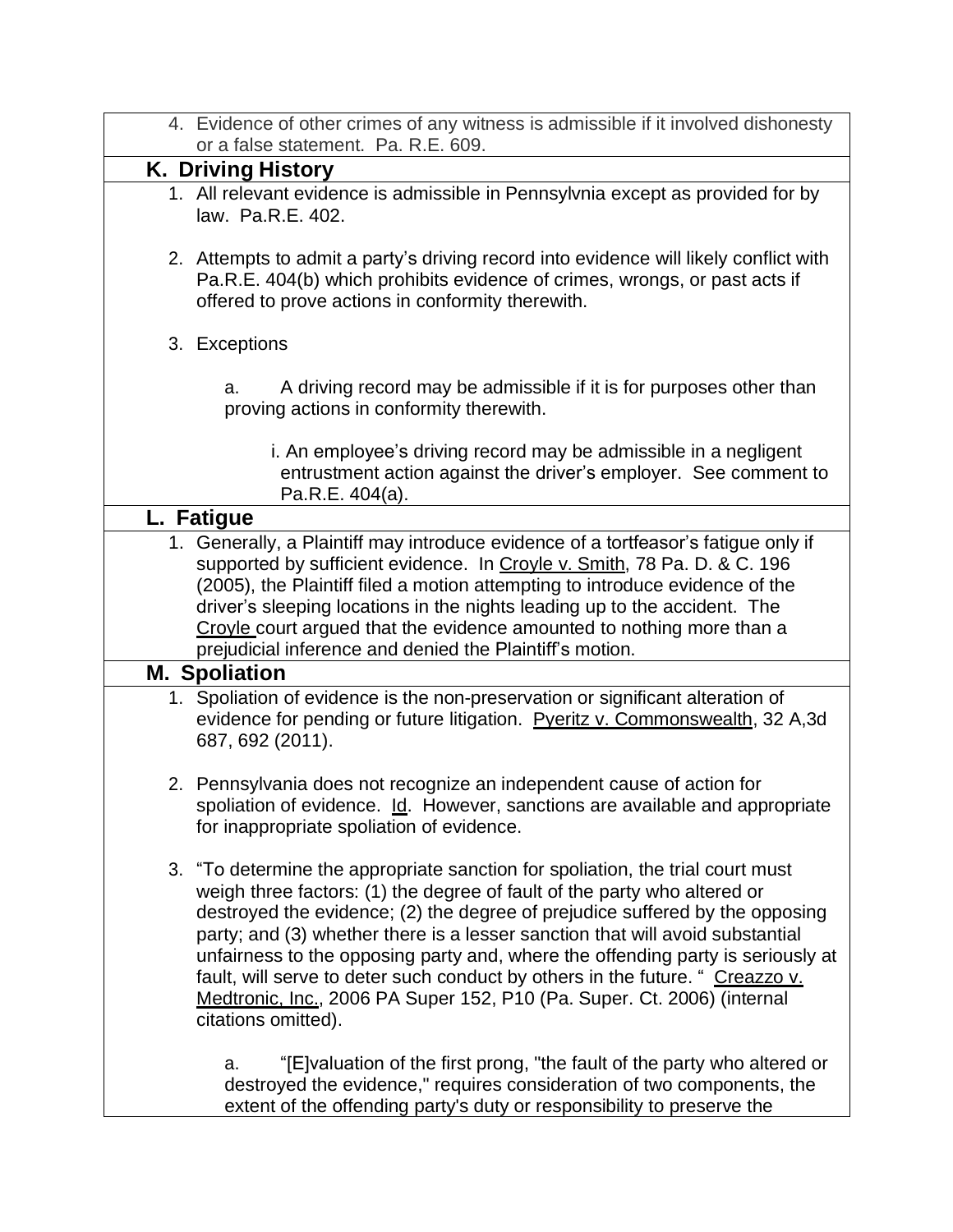4. Evidence of other crimes of any witness is admissible if it involved dishonesty or a false statement. Pa. R.E. 609.

## K. Driving History

1. All relevant evidence is admissible in Pennsylvnia except as provided for by law. Pa.R.E. 402.

2. Attempts to admit a party's driving record into evidence will likely conflict with Pa.R.E. 404(b) which prohibits evidence of crimes, wrongs, or past acts if offered to prove actions in conformity therewith.

3. Exceptions

   a. A driving record may be admissible if it is for purposes other than proving actions in conformity therewith.

      i. An employee's driving record may be admissible in a negligent entrustment action against the driver's employer. See comment to Pa.R.E. 404(a).

## L. Fatigue

1. Generally, a Plaintiff may introduce evidence of a tortfeasor's fatigue only if supported by sufficient evidence. In Croyle v. Smith, 78 Pa. D. & C. 196 (2005), the Plaintiff filed a motion attempting to introduce evidence of the driver's sleeping locations in the nights leading up to the accident. The Croyle court argued that the evidence amounted to nothing more than a prejudicial inference and denied the Plaintiff's motion.

## M. Spoliation

1. Spoliation of evidence is the non-preservation or significant alteration of evidence for pending or future litigation. Pyeritz v. Commonswealth, 32 A,3d 687, 692 (2011).

2. Pennsylvania does not recognize an independent cause of action for spoliation of evidence. Id. However, sanctions are available and appropriate for inappropriate spoliation of evidence.

3. "To determine the appropriate sanction for spoliation, the trial court must weigh three factors: (1) the degree of fault of the party who altered or destroyed the evidence; (2) the degree of prejudice suffered by the opposing party; and (3) whether there is a lesser sanction that will avoid substantial unfairness to the opposing party and, where the offending party is seriously at fault, will serve to deter such conduct by others in the future. " Creazzo v. Medtronic, Inc., 2006 PA Super 152, P10 (Pa. Super. Ct. 2006) (internal citations omitted).

   a. "[E]valuation of the first prong, "the fault of the party who altered or destroyed the evidence," requires consideration of two components, the extent of the offending party's duty or responsibility to preserve the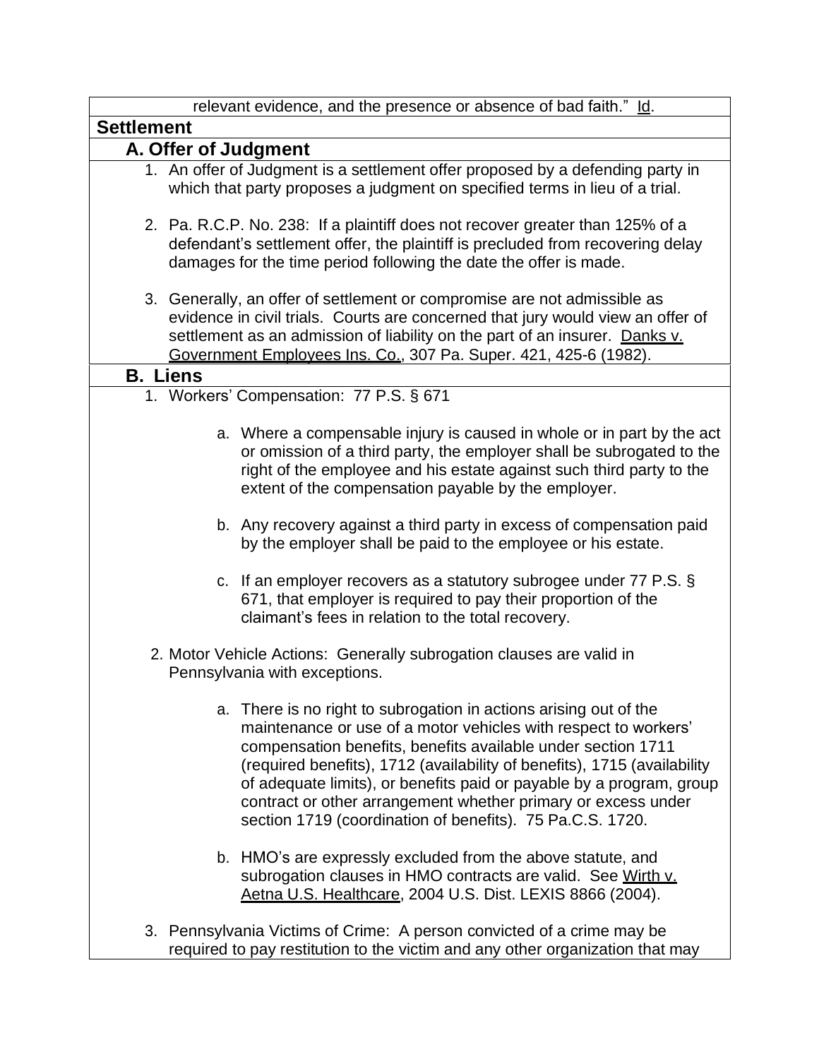relevant evidence, and the presence or absence of bad faith." Id.

## Settlement

### A. Offer of Judgment

1. An offer of Judgment is a settlement offer proposed by a defending party in which that party proposes a judgment on specified terms in lieu of a trial.

2. Pa. R.C.P. No. 238: If a plaintiff does not recover greater than 125% of a defendant's settlement offer, the plaintiff is precluded from recovering delay damages for the time period following the date the offer is made.

3. Generally, an offer of settlement or compromise are not admissible as evidence in civil trials. Courts are concerned that jury would view an offer of settlement as an admission of liability on the part of an insurer. Danks v. Government Employees Ins. Co., 307 Pa. Super. 421, 425-6 (1982).

### B. Liens

1. Workers' Compensation: 77 P.S. § 671

   a. Where a compensable injury is caused in whole or in part by the act or omission of a third party, the employer shall be subrogated to the right of the employee and his estate against such third party to the extent of the compensation payable by the employer.

   b. Any recovery against a third party in excess of compensation paid by the employer shall be paid to the employee or his estate.

   c. If an employer recovers as a statutory subrogee under 77 P.S. § 671, that employer is required to pay their proportion of the claimant's fees in relation to the total recovery.

2. Motor Vehicle Actions: Generally subrogation clauses are valid in Pennsylvania with exceptions.

   a. There is no right to subrogation in actions arising out of the maintenance or use of a motor vehicles with respect to workers' compensation benefits, benefits available under section 1711 (required benefits), 1712 (availability of benefits), 1715 (availability of adequate limits), or benefits paid or payable by a program, group contract or other arrangement whether primary or excess under section 1719 (coordination of benefits). 75 Pa.C.S. 1720.

   b. HMO's are expressly excluded from the above statute, and subrogation clauses in HMO contracts are valid. See Wirth v. Aetna U.S. Healthcare, 2004 U.S. Dist. LEXIS 8866 (2004).

3. Pennsylvania Victims of Crime: A person convicted of a crime may be required to pay restitution to the victim and any other organization that may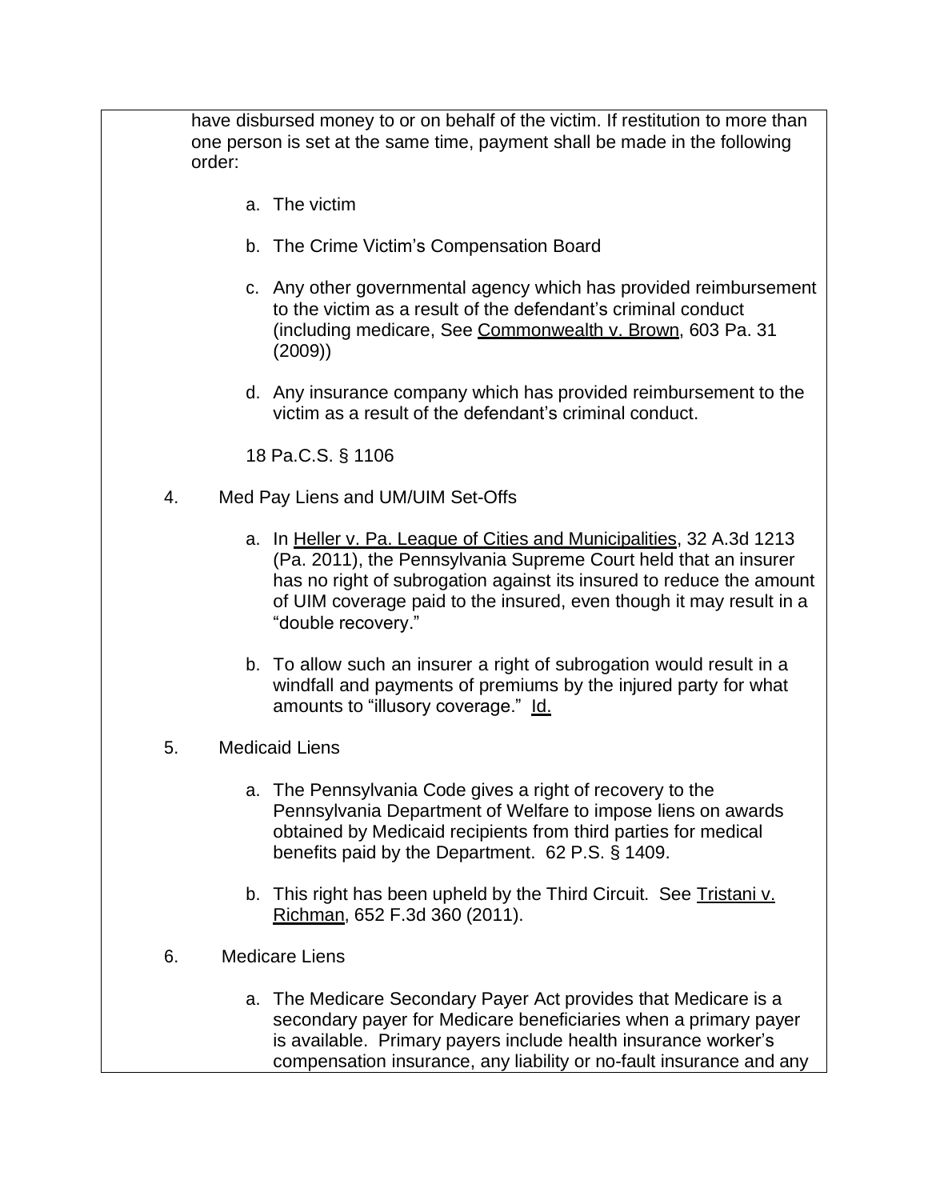have disbursed money to or on behalf of the victim. If restitution to more than one person is set at the same time, payment shall be made in the following order:

a. The victim

b. The Crime Victim's Compensation Board

c. Any other governmental agency which has provided reimbursement to the victim as a result of the defendant's criminal conduct (including medicare, See Commonwealth v. Brown, 603 Pa. 31 (2009))

d. Any insurance company which has provided reimbursement to the victim as a result of the defendant's criminal conduct.

18 Pa.C.S. § 1106

4. Med Pay Liens and UM/UIM Set-Offs

   a. In Heller v. Pa. League of Cities and Municipalities, 32 A.3d 1213 (Pa. 2011), the Pennsylvania Supreme Court held that an insurer has no right of subrogation against its insured to reduce the amount of UIM coverage paid to the insured, even though it may result in a "double recovery."

   b. To allow such an insurer a right of subrogation would result in a windfall and payments of premiums by the injured party for what amounts to "illusory coverage." Id.

5. Medicaid Liens

   a. The Pennsylvania Code gives a right of recovery to the Pennsylvania Department of Welfare to impose liens on awards obtained by Medicaid recipients from third parties for medical benefits paid by the Department. 62 P.S. § 1409.

   b. This right has been upheld by the Third Circuit. See Tristani v. Richman, 652 F.3d 360 (2011).

6. Medicare Liens

   a. The Medicare Secondary Payer Act provides that Medicare is a secondary payer for Medicare beneficiaries when a primary payer is available. Primary payers include health insurance worker's compensation insurance, any liability or no-fault insurance and any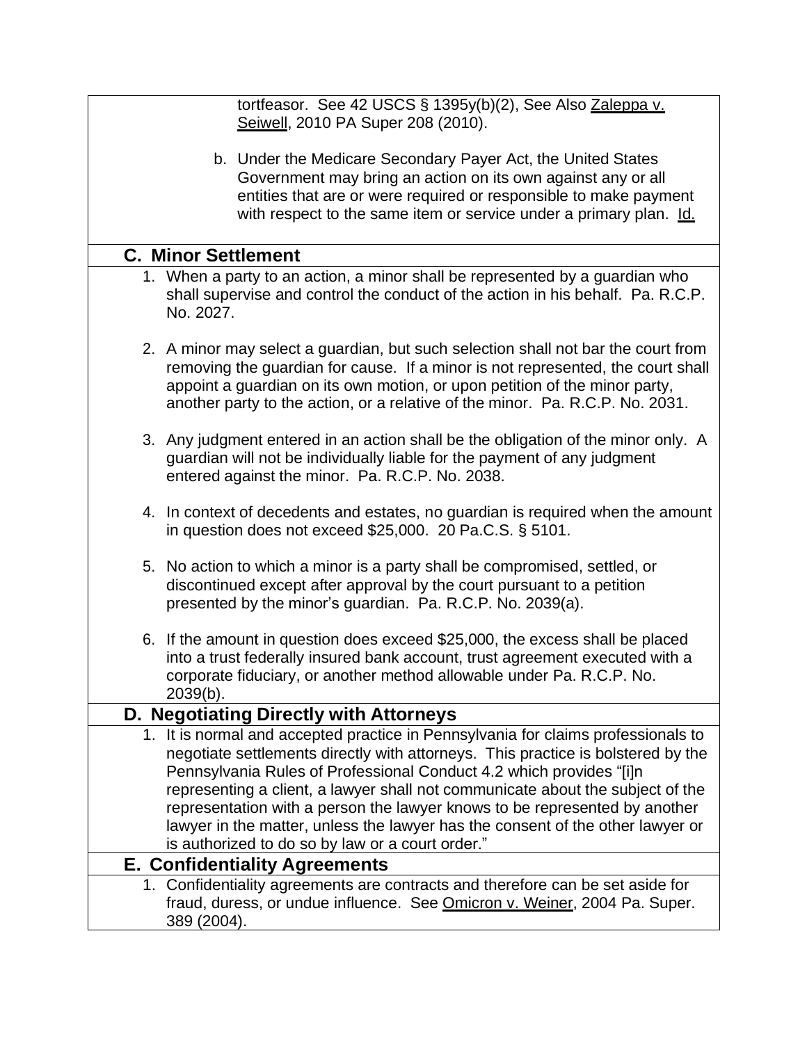tortfeasor. See 42 USCS § 1395y(b)(2), See Also Zaleppa v. Seiwell, 2010 PA Super 208 (2010).

b. Under the Medicare Secondary Payer Act, the United States Government may bring an action on its own against any or all entities that are or were required or responsible to make payment with respect to the same item or service under a primary plan. Id.

### C. Minor Settlement

1. When a party to an action, a minor shall be represented by a guardian who shall supervise and control the conduct of the action in his behalf. Pa. R.C.P. No. 2027.

2. A minor may select a guardian, but such selection shall not bar the court from removing the guardian for cause. If a minor is not represented, the court shall appoint a guardian on its own motion, or upon petition of the minor party, another party to the action, or a relative of the minor. Pa. R.C.P. No. 2031.

3. Any judgment entered in an action shall be the obligation of the minor only. A guardian will not be individually liable for the payment of any judgment entered against the minor. Pa. R.C.P. No. 2038.

4. In context of decedents and estates, no guardian is required when the amount in question does not exceed $25,000. 20 Pa.C.S. § 5101.

5. No action to which a minor is a party shall be compromised, settled, or discontinued except after approval by the court pursuant to a petition presented by the minor's guardian. Pa. R.C.P. No. 2039(a).

6. If the amount in question does exceed $25,000, the excess shall be placed into a trust federally insured bank account, trust agreement executed with a corporate fiduciary, or another method allowable under Pa. R.C.P. No. 2039(b).

### D. Negotiating Directly with Attorneys

1. It is normal and accepted practice in Pennsylvania for claims professionals to negotiate settlements directly with attorneys. This practice is bolstered by the Pennsylvania Rules of Professional Conduct 4.2 which provides "[i]n representing a client, a lawyer shall not communicate about the subject of the representation with a person the lawyer knows to be represented by another lawyer in the matter, unless the lawyer has the consent of the other lawyer or is authorized to do so by law or a court order."

### E. Confidentiality Agreements

1. Confidentiality agreements are contracts and therefore can be set aside for fraud, duress, or undue influence. See Omicron v. Weiner, 2004 Pa. Super. 389 (2004).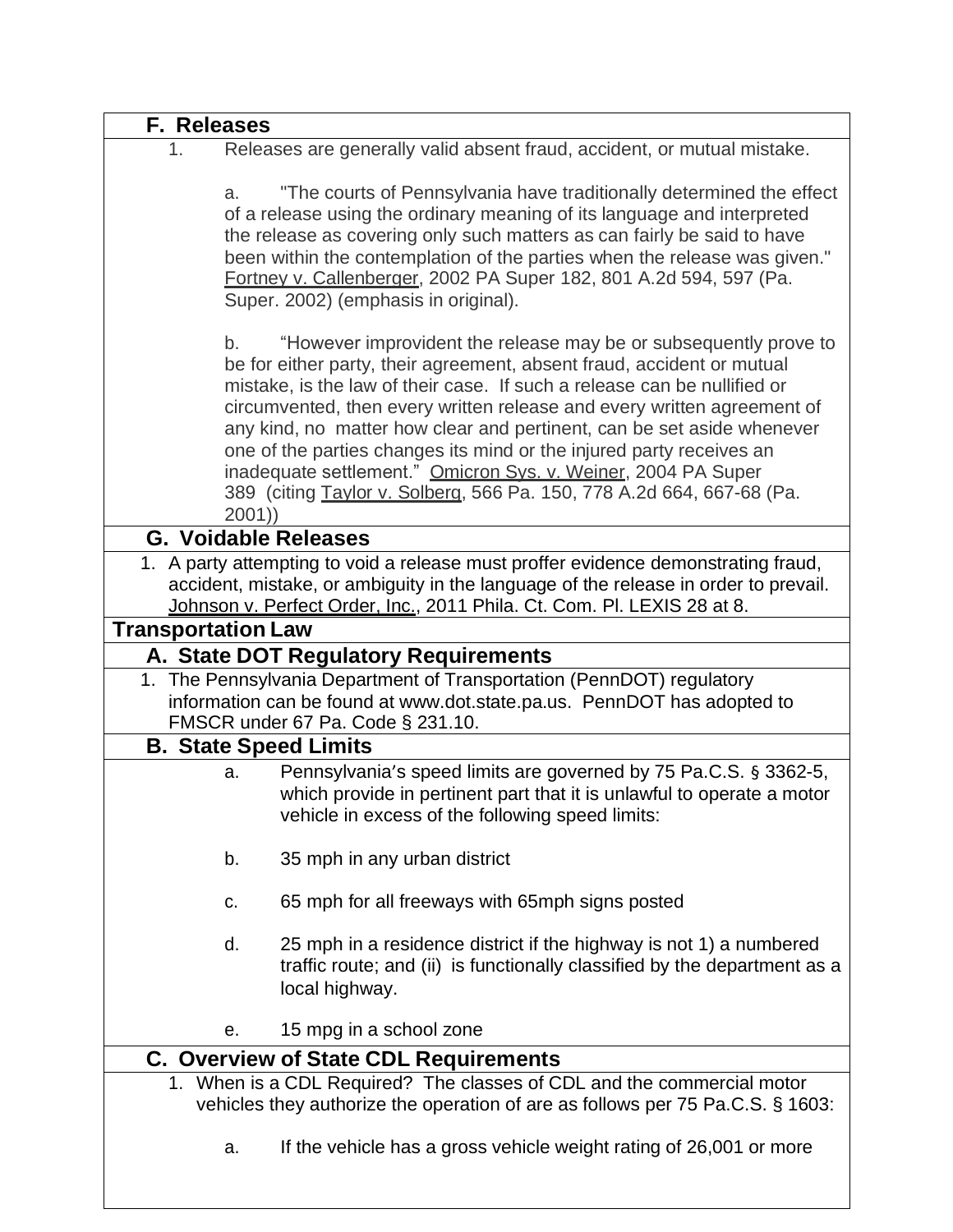### F. Releases

1. Releases are generally valid absent fraud, accident, or mutual mistake.

   a. "The courts of Pennsylvania have traditionally determined the effect of a release using the ordinary meaning of its language and interpreted the release as covering only such matters as can fairly be said to have been within the contemplation of the parties when the release was given." Fortney v. Callenberger, 2002 PA Super 182, 801 A.2d 594, 597 (Pa. Super. 2002) (emphasis in original).

   b. "However improvident the release may be or subsequently prove to be for either party, their agreement, absent fraud, accident or mutual mistake, is the law of their case. If such a release can be nullified or circumvented, then every written release and every written agreement of any kind, no matter how clear and pertinent, can be set aside whenever one of the parties changes its mind or the injured party receives an inadequate settlement." Omicron Sys. v. Weiner, 2004 PA Super 389 (citing Taylor v. Solberg, 566 Pa. 150, 778 A.2d 664, 667-68 (Pa. 2001))

### G. Voidable Releases

1. A party attempting to void a release must proffer evidence demonstrating fraud, accident, mistake, or ambiguity in the language of the release in order to prevail. Johnson v. Perfect Order, Inc., 2011 Phila. Ct. Com. Pl. LEXIS 28 at 8.

## Transportation Law

### A. State DOT Regulatory Requirements

1. The Pennsylvania Department of Transportation (PennDOT) regulatory information can be found at www.dot.state.pa.us. PennDOT has adopted to FMSCR under 67 Pa. Code § 231.10.

### B. State Speed Limits

a. Pennsylvania's speed limits are governed by 75 Pa.C.S. § 3362-5, which provide in pertinent part that it is unlawful to operate a motor vehicle in excess of the following speed limits:

b. 35 mph in any urban district

c. 65 mph for all freeways with 65mph signs posted

d. 25 mph in a residence district if the highway is not 1) a numbered traffic route; and (ii) is functionally classified by the department as a local highway.

e. 15 mpg in a school zone

### C. Overview of State CDL Requirements

1. When is a CDL Required? The classes of CDL and the commercial motor vehicles they authorize the operation of are as follows per 75 Pa.C.S. § 1603:

   a. If the vehicle has a gross vehicle weight rating of 26,001 or more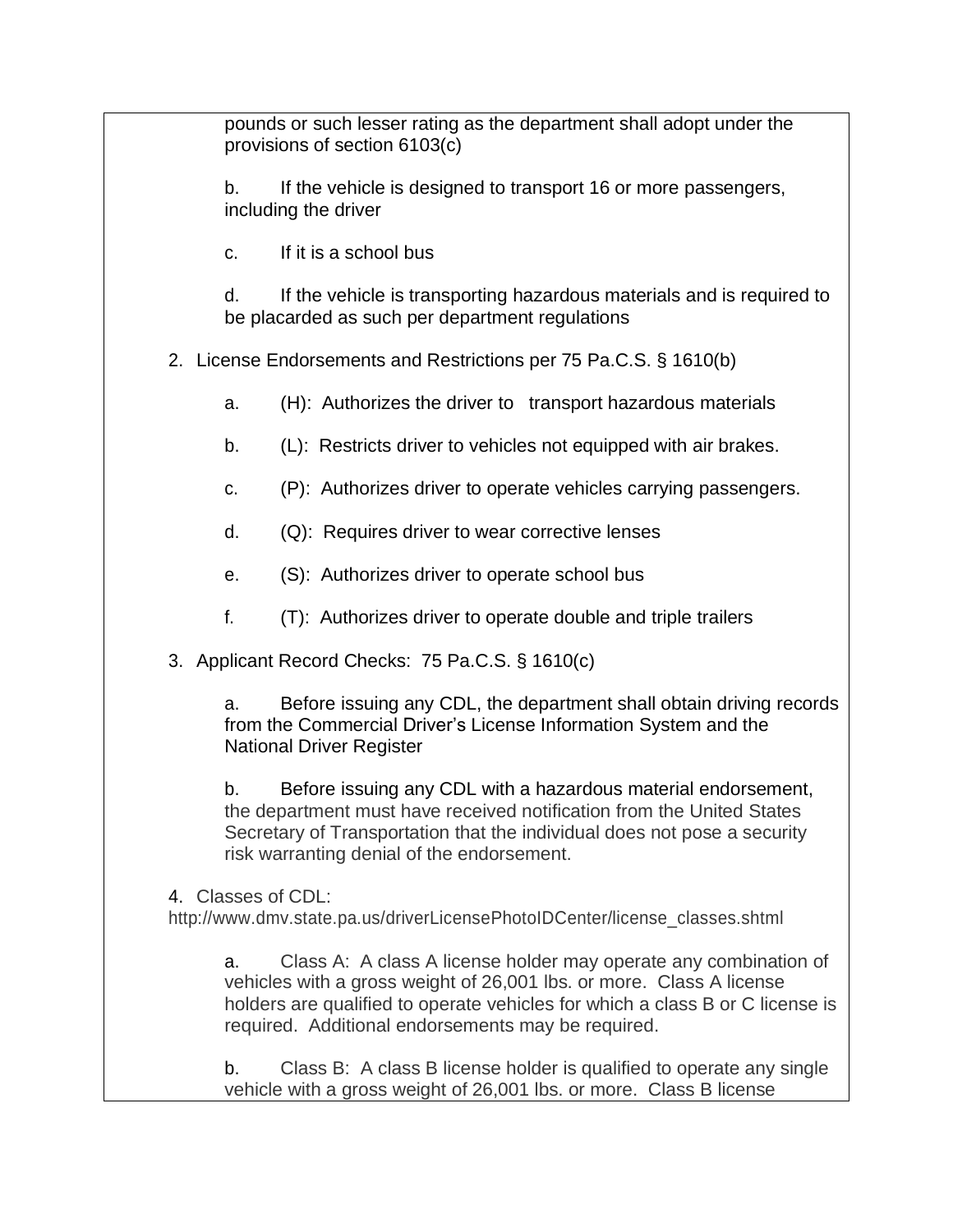pounds or such lesser rating as the department shall adopt under the provisions of section 6103(c)

b. If the vehicle is designed to transport 16 or more passengers, including the driver

c. If it is a school bus

d. If the vehicle is transporting hazardous materials and is required to be placarded as such per department regulations

2. License Endorsements and Restrictions per 75 Pa.C.S. § 1610(b)

   a. (H): Authorizes the driver to transport hazardous materials

   b. (L): Restricts driver to vehicles not equipped with air brakes.

   c. (P): Authorizes driver to operate vehicles carrying passengers.

   d. (Q): Requires driver to wear corrective lenses

   e. (S): Authorizes driver to operate school bus

   f. (T): Authorizes driver to operate double and triple trailers

3. Applicant Record Checks: 75 Pa.C.S. § 1610(c)

   a. Before issuing any CDL, the department shall obtain driving records from the Commercial Driver's License Information System and the National Driver Register

   b. Before issuing any CDL with a hazardous material endorsement, the department must have received notification from the United States Secretary of Transportation that the individual does not pose a security risk warranting denial of the endorsement.

4. Classes of CDL: http://www.dmv.state.pa.us/driverLicensePhotoIDCenter/license_classes.shtml

   a. Class A: A class A license holder may operate any combination of vehicles with a gross weight of 26,001 lbs. or more. Class A license holders are qualified to operate vehicles for which a class B or C license is required. Additional endorsements may be required.

   b. Class B: A class B license holder is qualified to operate any single vehicle with a gross weight of 26,001 lbs. or more. Class B license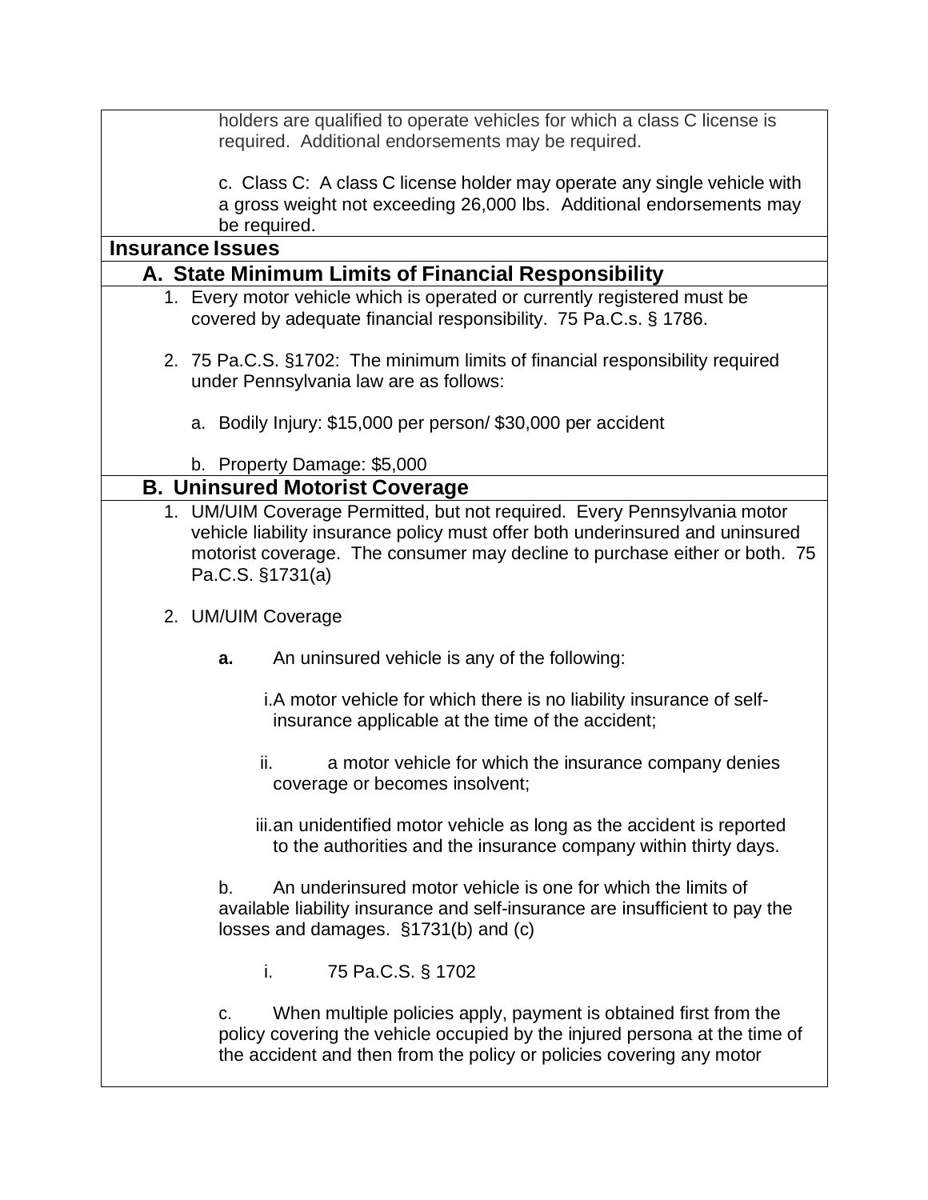holders are qualified to operate vehicles for which a class C license is required. Additional endorsements may be required.

c. Class C: A class C license holder may operate any single vehicle with a gross weight not exceeding 26,000 lbs. Additional endorsements may be required.

## Insurance Issues

### A. State Minimum Limits of Financial Responsibility

1. Every motor vehicle which is operated or currently registered must be covered by adequate financial responsibility. 75 Pa.C.s. § 1786.

2. 75 Pa.C.S. §1702: The minimum limits of financial responsibility required under Pennsylvania law are as follows:

   a. Bodily Injury: $15,000 per person/ $30,000 per accident

   b. Property Damage: $5,000

### B. Uninsured Motorist Coverage

1. UM/UIM Coverage Permitted, but not required. Every Pennsylvania motor vehicle liability insurance policy must offer both underinsured and uninsured motorist coverage. The consumer may decline to purchase either or both. 75 Pa.C.S. §1731(a)

2. UM/UIM Coverage

   **a.** An uninsured vehicle is any of the following:

   i. A motor vehicle for which there is no liability insurance of self-insurance applicable at the time of the accident;

   ii. a motor vehicle for which the insurance company denies coverage or becomes insolvent;

   iii. an unidentified motor vehicle as long as the accident is reported to the authorities and the insurance company within thirty days.

   b. An underinsured motor vehicle is one for which the limits of available liability insurance and self-insurance are insufficient to pay the losses and damages. §1731(b) and (c)

   i. 75 Pa.C.S. § 1702

   c. When multiple policies apply, payment is obtained first from the policy covering the vehicle occupied by the injured persona at the time of the accident and then from the policy or policies covering any motor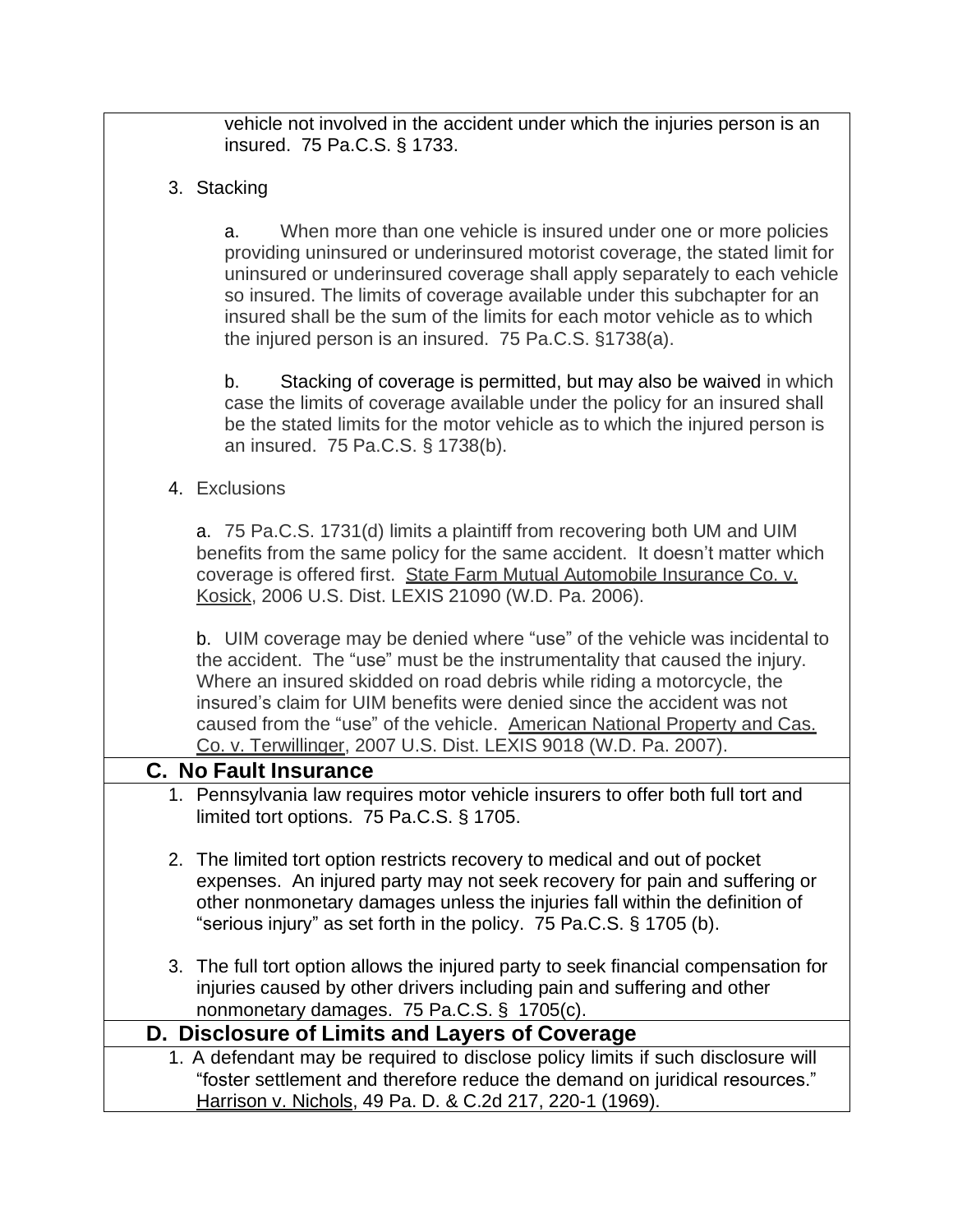vehicle not involved in the accident under which the injuries person is an insured. 75 Pa.C.S. § 1733.

3. Stacking

   a. When more than one vehicle is insured under one or more policies providing uninsured or underinsured motorist coverage, the stated limit for uninsured or underinsured coverage shall apply separately to each vehicle so insured. The limits of coverage available under this subchapter for an insured shall be the sum of the limits for each motor vehicle as to which the injured person is an insured. 75 Pa.C.S. §1738(a).

   b. Stacking of coverage is permitted, but may also be waived in which case the limits of coverage available under the policy for an insured shall be the stated limits for the motor vehicle as to which the injured person is an insured. 75 Pa.C.S. § 1738(b).

4. Exclusions

   a. 75 Pa.C.S. 1731(d) limits a plaintiff from recovering both UM and UIM benefits from the same policy for the same accident. It doesn't matter which coverage is offered first. State Farm Mutual Automobile Insurance Co. v. Kosick, 2006 U.S. Dist. LEXIS 21090 (W.D. Pa. 2006).

   b. UIM coverage may be denied where "use" of the vehicle was incidental to the accident. The "use" must be the instrumentality that caused the injury. Where an insured skidded on road debris while riding a motorcycle, the insured's claim for UIM benefits were denied since the accident was not caused from the "use" of the vehicle. American National Property and Cas. Co. v. Terwillinger, 2007 U.S. Dist. LEXIS 9018 (W.D. Pa. 2007).

## C. No Fault Insurance

1. Pennsylvania law requires motor vehicle insurers to offer both full tort and limited tort options. 75 Pa.C.S. § 1705.

2. The limited tort option restricts recovery to medical and out of pocket expenses. An injured party may not seek recovery for pain and suffering or other nonmonetary damages unless the injuries fall within the definition of "serious injury" as set forth in the policy. 75 Pa.C.S. § 1705 (b).

3. The full tort option allows the injured party to seek financial compensation for injuries caused by other drivers including pain and suffering and other nonmonetary damages. 75 Pa.C.S. § 1705(c).

## D. Disclosure of Limits and Layers of Coverage

1. A defendant may be required to disclose policy limits if such disclosure will "foster settlement and therefore reduce the demand on juridical resources." Harrison v. Nichols, 49 Pa. D. & C.2d 217, 220-1 (1969).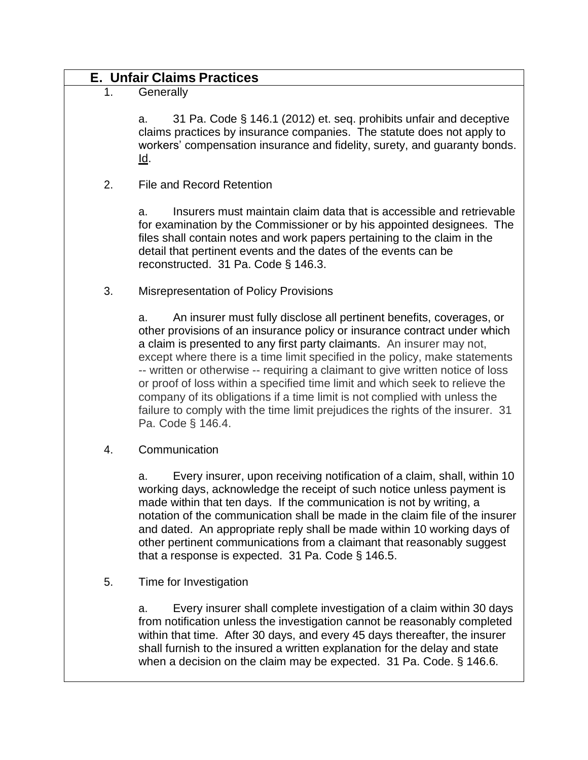## E. Unfair Claims Practices

1. Generally

   a. 31 Pa. Code § 146.1 (2012) et. seq. prohibits unfair and deceptive claims practices by insurance companies. The statute does not apply to workers' compensation insurance and fidelity, surety, and guaranty bonds. Id.

2. File and Record Retention

   a. Insurers must maintain claim data that is accessible and retrievable for examination by the Commissioner or by his appointed designees. The files shall contain notes and work papers pertaining to the claim in the detail that pertinent events and the dates of the events can be reconstructed. 31 Pa. Code § 146.3.

3. Misrepresentation of Policy Provisions

   a. An insurer must fully disclose all pertinent benefits, coverages, or other provisions of an insurance policy or insurance contract under which a claim is presented to any first party claimants. An insurer may not, except where there is a time limit specified in the policy, make statements -- written or otherwise -- requiring a claimant to give written notice of loss or proof of loss within a specified time limit and which seek to relieve the company of its obligations if a time limit is not complied with unless the failure to comply with the time limit prejudices the rights of the insurer. 31 Pa. Code § 146.4.

4. Communication

   a. Every insurer, upon receiving notification of a claim, shall, within 10 working days, acknowledge the receipt of such notice unless payment is made within that ten days. If the communication is not by writing, a notation of the communication shall be made in the claim file of the insurer and dated. An appropriate reply shall be made within 10 working days of other pertinent communications from a claimant that reasonably suggest that a response is expected. 31 Pa. Code § 146.5.

5. Time for Investigation

   a. Every insurer shall complete investigation of a claim within 30 days from notification unless the investigation cannot be reasonably completed within that time. After 30 days, and every 45 days thereafter, the insurer shall furnish to the insured a written explanation for the delay and state when a decision on the claim may be expected. 31 Pa. Code. § 146.6.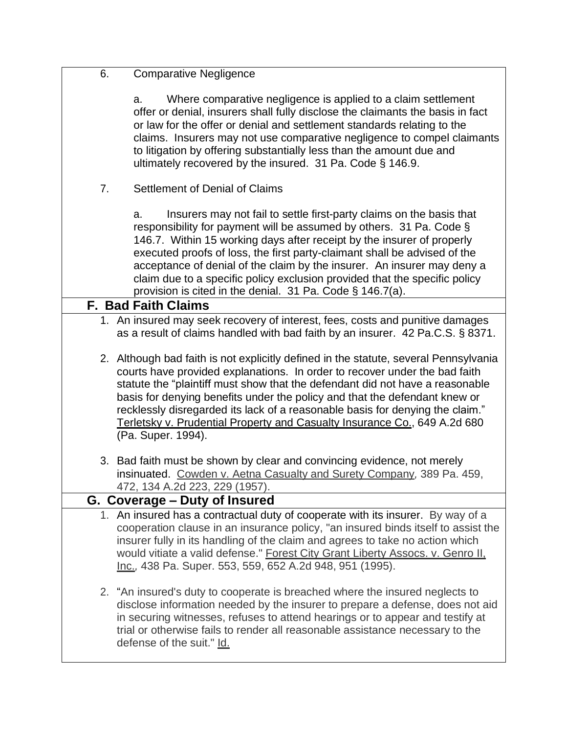6. Comparative Negligence

   a. Where comparative negligence is applied to a claim settlement offer or denial, insurers shall fully disclose the claimants the basis in fact or law for the offer or denial and settlement standards relating to the claims. Insurers may not use comparative negligence to compel claimants to litigation by offering substantially less than the amount due and ultimately recovered by the insured. 31 Pa. Code § 146.9.

7. Settlement of Denial of Claims

   a. Insurers may not fail to settle first-party claims on the basis that responsibility for payment will be assumed by others. 31 Pa. Code § 146.7. Within 15 working days after receipt by the insurer of properly executed proofs of loss, the first party-claimant shall be advised of the acceptance of denial of the claim by the insurer. An insurer may deny a claim due to a specific policy exclusion provided that the specific policy provision is cited in the denial. 31 Pa. Code § 146.7(a).

## F. Bad Faith Claims

1. An insured may seek recovery of interest, fees, costs and punitive damages as a result of claims handled with bad faith by an insurer. 42 Pa.C.S. § 8371.

2. Although bad faith is not explicitly defined in the statute, several Pennsylvania courts have provided explanations. In order to recover under the bad faith statute the "plaintiff must show that the defendant did not have a reasonable basis for denying benefits under the policy and that the defendant knew or recklessly disregarded its lack of a reasonable basis for denying the claim." Terletsky v. Prudential Property and Casualty Insurance Co., 649 A.2d 680 (Pa. Super. 1994).

3. Bad faith must be shown by clear and convincing evidence, not merely insinuated. Cowden v. Aetna Casualty and Surety Company, 389 Pa. 459, 472, 134 A.2d 223, 229 (1957).

## G. Coverage – Duty of Insured

1. An insured has a contractual duty of cooperate with its insurer. By way of a cooperation clause in an insurance policy, "an insured binds itself to assist the insurer fully in its handling of the claim and agrees to take no action which would vitiate a valid defense." Forest City Grant Liberty Assocs. v. Genro II, Inc., 438 Pa. Super. 553, 559, 652 A.2d 948, 951 (1995).

2. "An insured's duty to cooperate is breached where the insured neglects to disclose information needed by the insurer to prepare a defense, does not aid in securing witnesses, refuses to attend hearings or to appear and testify at trial or otherwise fails to render all reasonable assistance necessary to the defense of the suit." Id.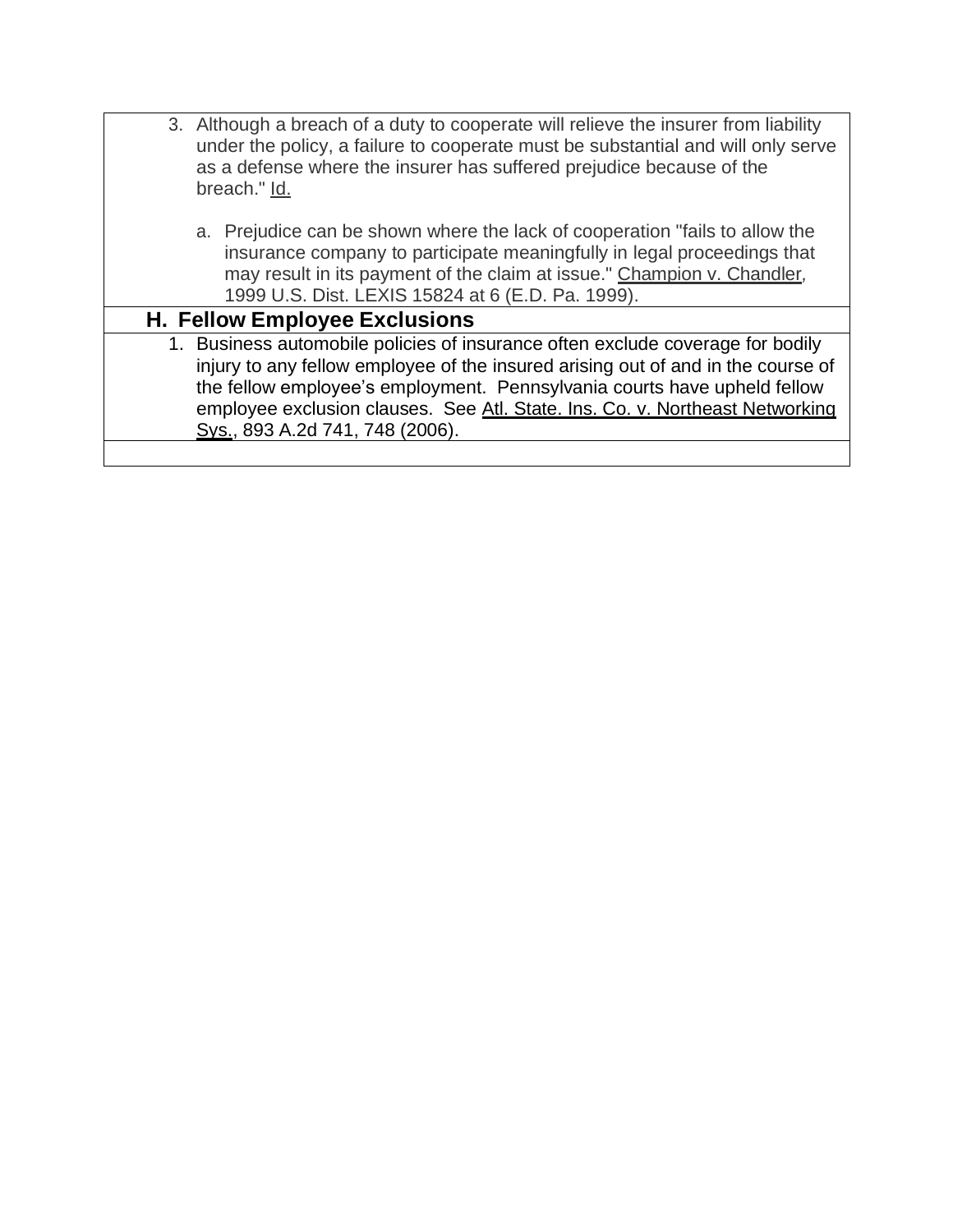3. Although a breach of a duty to cooperate will relieve the insurer from liability under the policy, a failure to cooperate must be substantial and will only serve as a defense where the insurer has suffered prejudice because of the breach." Id.

   a. Prejudice can be shown where the lack of cooperation "fails to allow the insurance company to participate meaningfully in legal proceedings that may result in its payment of the claim at issue." Champion v. Chandler, 1999 U.S. Dist. LEXIS 15824 at 6 (E.D. Pa. 1999).

## H. Fellow Employee Exclusions

1. Business automobile policies of insurance often exclude coverage for bodily injury to any fellow employee of the insured arising out of and in the course of the fellow employee's employment. Pennsylvania courts have upheld fellow employee exclusion clauses. See Atl. State. Ins. Co. v. Northeast Networking Sys., 893 A.2d 741, 748 (2006).